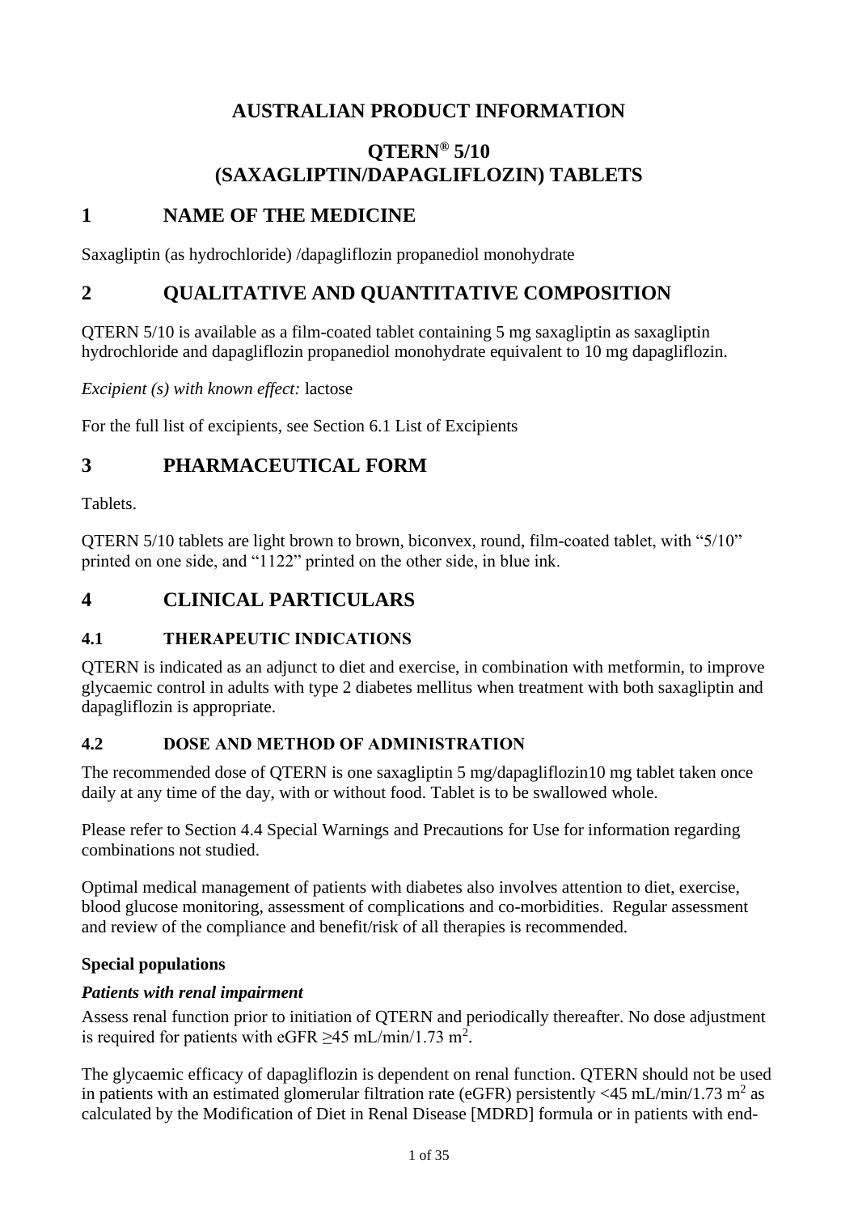# AUSTRALIAN PRODUCT INFORMATION

# QTERN® 5/10 (SAXAGLIPTIN/DAPAGLIFLOZIN) TABLETS

## 1 NAME OF THE MEDICINE

Saxagliptin (as hydrochloride) /dapagliflozin propanediol monohydrate

## 2 QUALITATIVE AND QUANTITATIVE COMPOSITION

QTERN 5/10 is available as a film-coated tablet containing 5 mg saxagliptin as saxagliptin hydrochloride and dapagliflozin propanediol monohydrate equivalent to 10 mg dapagliflozin.

*Excipient (s) with known effect:* lactose

For the full list of excipients, see Section 6.1 List of Excipients

## 3 PHARMACEUTICAL FORM

Tablets.

QTERN 5/10 tablets are light brown to brown, biconvex, round, film-coated tablet, with "5/10" printed on one side, and "1122" printed on the other side, in blue ink.

## 4 CLINICAL PARTICULARS

### 4.1 THERAPEUTIC INDICATIONS

QTERN is indicated as an adjunct to diet and exercise, in combination with metformin, to improve glycaemic control in adults with type 2 diabetes mellitus when treatment with both saxagliptin and dapagliflozin is appropriate.

### 4.2 DOSE AND METHOD OF ADMINISTRATION

The recommended dose of QTERN is one saxagliptin 5 mg/dapagliflozin10 mg tablet taken once daily at any time of the day, with or without food. Tablet is to be swallowed whole.

Please refer to Section 4.4 Special Warnings and Precautions for Use for information regarding combinations not studied.

Optimal medical management of patients with diabetes also involves attention to diet, exercise, blood glucose monitoring, assessment of complications and co-morbidities. Regular assessment and review of the compliance and benefit/risk of all therapies is recommended.

**Special populations**

***Patients with renal impairment***

Assess renal function prior to initiation of QTERN and periodically thereafter. No dose adjustment is required for patients with eGFR ≥45 mL/min/1.73 m$^2$.

The glycaemic efficacy of dapagliflozin is dependent on renal function. QTERN should not be used in patients with an estimated glomerular filtration rate (eGFR) persistently <45 mL/min/1.73 m$^2$ as calculated by the Modification of Diet in Renal Disease [MDRD] formula or in patients with end-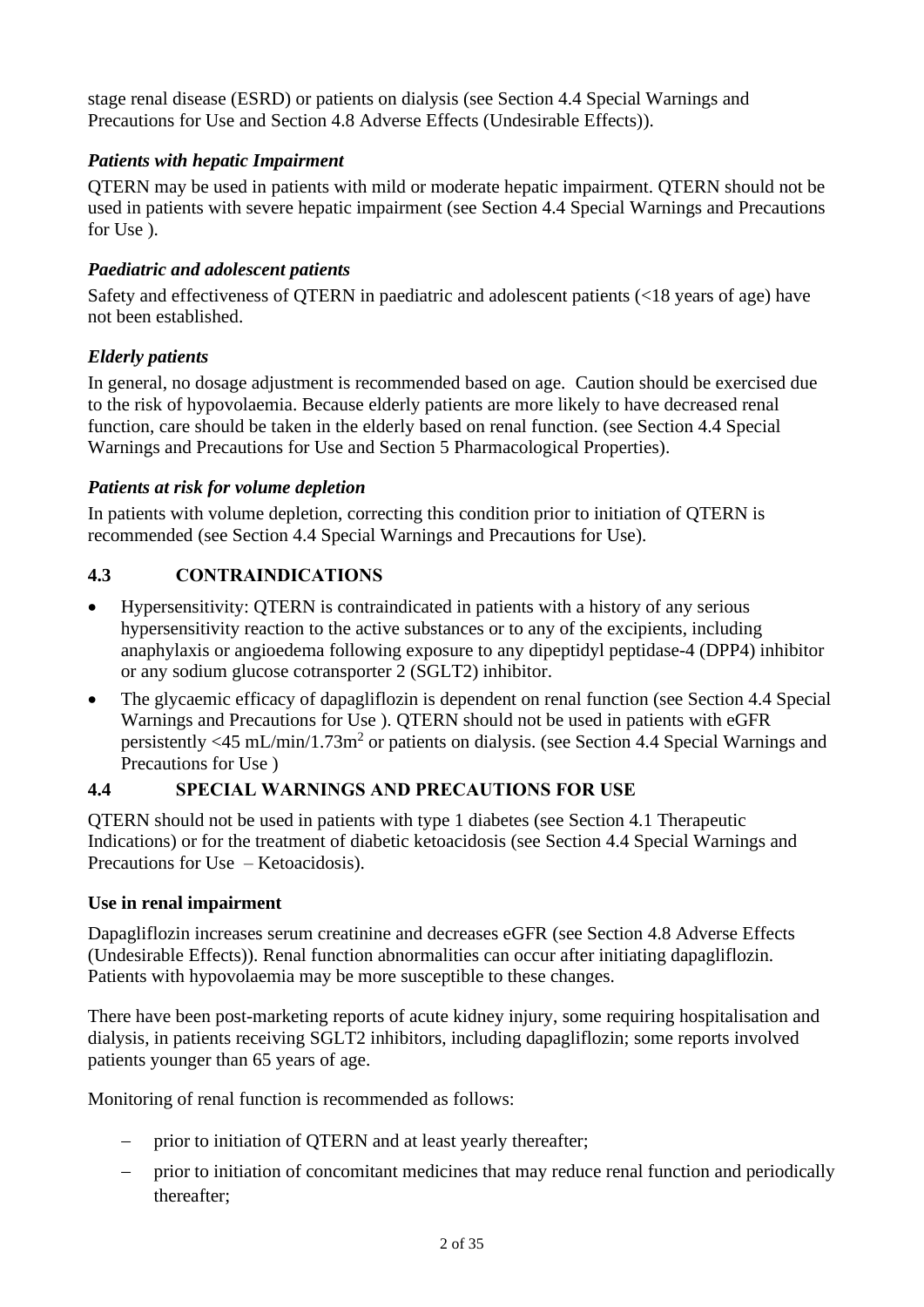stage renal disease (ESRD) or patients on dialysis (see Section 4.4 Special Warnings and Precautions for Use and Section 4.8 Adverse Effects (Undesirable Effects)).

### *Patients with hepatic Impairment*

QTERN may be used in patients with mild or moderate hepatic impairment. QTERN should not be used in patients with severe hepatic impairment (see Section 4.4 Special Warnings and Precautions for Use ).

### *Paediatric and adolescent patients*

Safety and effectiveness of QTERN in paediatric and adolescent patients (<18 years of age) have not been established.

### *Elderly patients*

In general, no dosage adjustment is recommended based on age. Caution should be exercised due to the risk of hypovolaemia. Because elderly patients are more likely to have decreased renal function, care should be taken in the elderly based on renal function. (see Section 4.4 Special Warnings and Precautions for Use and Section 5 Pharmacological Properties).

### *Patients at risk for volume depletion*

In patients with volume depletion, correcting this condition prior to initiation of QTERN is recommended (see Section 4.4 Special Warnings and Precautions for Use).

## 4.3 CONTRAINDICATIONS

- Hypersensitivity: QTERN is contraindicated in patients with a history of any serious hypersensitivity reaction to the active substances or to any of the excipients, including anaphylaxis or angioedema following exposure to any dipeptidyl peptidase-4 (DPP4) inhibitor or any sodium glucose cotransporter 2 (SGLT2) inhibitor.
- The glycaemic efficacy of dapagliflozin is dependent on renal function (see Section 4.4 Special Warnings and Precautions for Use ). QTERN should not be used in patients with eGFR persistently <45 mL/min/1.73m$^2$ or patients on dialysis. (see Section 4.4 Special Warnings and Precautions for Use )

## 4.4 SPECIAL WARNINGS AND PRECAUTIONS FOR USE

QTERN should not be used in patients with type 1 diabetes (see Section 4.1 Therapeutic Indications) or for the treatment of diabetic ketoacidosis (see Section 4.4 Special Warnings and Precautions for Use – Ketoacidosis).

**Use in renal impairment**

Dapagliflozin increases serum creatinine and decreases eGFR (see Section 4.8 Adverse Effects (Undesirable Effects)). Renal function abnormalities can occur after initiating dapagliflozin. Patients with hypovolaemia may be more susceptible to these changes.

There have been post-marketing reports of acute kidney injury, some requiring hospitalisation and dialysis, in patients receiving SGLT2 inhibitors, including dapagliflozin; some reports involved patients younger than 65 years of age.

Monitoring of renal function is recommended as follows:

- prior to initiation of QTERN and at least yearly thereafter;
- prior to initiation of concomitant medicines that may reduce renal function and periodically thereafter;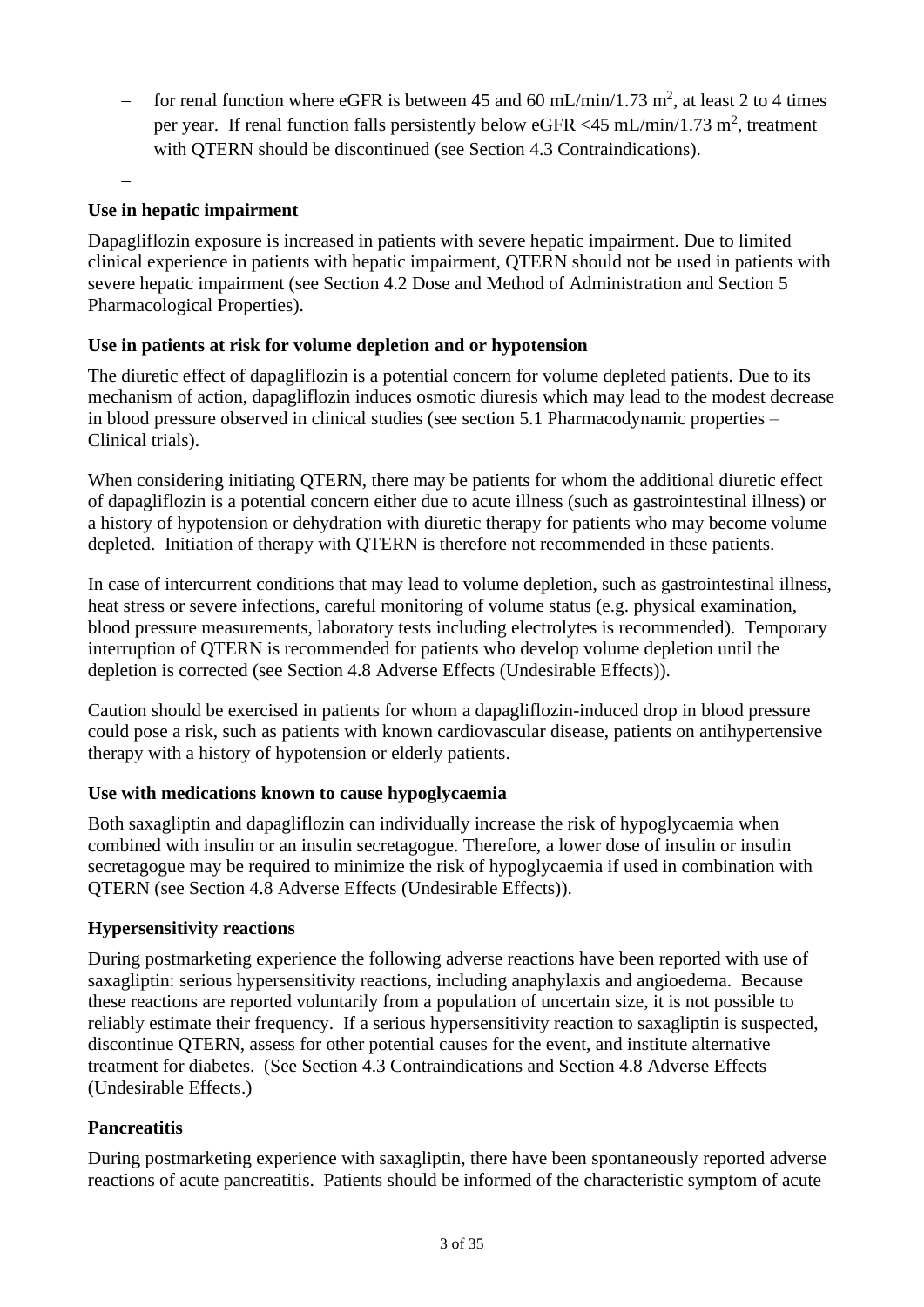- for renal function where eGFR is between 45 and 60 mL/min/1.73 $m^2$, at least 2 to 4 times per year. If renal function falls persistently below eGFR <45 mL/min/1.73 $m^2$, treatment with QTERN should be discontinued (see Section 4.3 Contraindications).
-

**Use in hepatic impairment**

Dapagliflozin exposure is increased in patients with severe hepatic impairment. Due to limited clinical experience in patients with hepatic impairment, QTERN should not be used in patients with severe hepatic impairment (see Section 4.2 Dose and Method of Administration and Section 5 Pharmacological Properties).

**Use in patients at risk for volume depletion and or hypotension**

The diuretic effect of dapagliflozin is a potential concern for volume depleted patients. Due to its mechanism of action, dapagliflozin induces osmotic diuresis which may lead to the modest decrease in blood pressure observed in clinical studies (see section 5.1 Pharmacodynamic properties – Clinical trials).

When considering initiating QTERN, there may be patients for whom the additional diuretic effect of dapagliflozin is a potential concern either due to acute illness (such as gastrointestinal illness) or a history of hypotension or dehydration with diuretic therapy for patients who may become volume depleted. Initiation of therapy with QTERN is therefore not recommended in these patients.

In case of intercurrent conditions that may lead to volume depletion, such as gastrointestinal illness, heat stress or severe infections, careful monitoring of volume status (e.g. physical examination, blood pressure measurements, laboratory tests including electrolytes is recommended). Temporary interruption of QTERN is recommended for patients who develop volume depletion until the depletion is corrected (see Section 4.8 Adverse Effects (Undesirable Effects)).

Caution should be exercised in patients for whom a dapagliflozin-induced drop in blood pressure could pose a risk, such as patients with known cardiovascular disease, patients on antihypertensive therapy with a history of hypotension or elderly patients.

**Use with medications known to cause hypoglycaemia**

Both saxagliptin and dapagliflozin can individually increase the risk of hypoglycaemia when combined with insulin or an insulin secretagogue. Therefore, a lower dose of insulin or insulin secretagogue may be required to minimize the risk of hypoglycaemia if used in combination with QTERN (see Section 4.8 Adverse Effects (Undesirable Effects)).

**Hypersensitivity reactions**

During postmarketing experience the following adverse reactions have been reported with use of saxagliptin: serious hypersensitivity reactions, including anaphylaxis and angioedema. Because these reactions are reported voluntarily from a population of uncertain size, it is not possible to reliably estimate their frequency. If a serious hypersensitivity reaction to saxagliptin is suspected, discontinue QTERN, assess for other potential causes for the event, and institute alternative treatment for diabetes. (See Section 4.3 Contraindications and Section 4.8 Adverse Effects (Undesirable Effects.)

**Pancreatitis**

During postmarketing experience with saxagliptin, there have been spontaneously reported adverse reactions of acute pancreatitis. Patients should be informed of the characteristic symptom of acute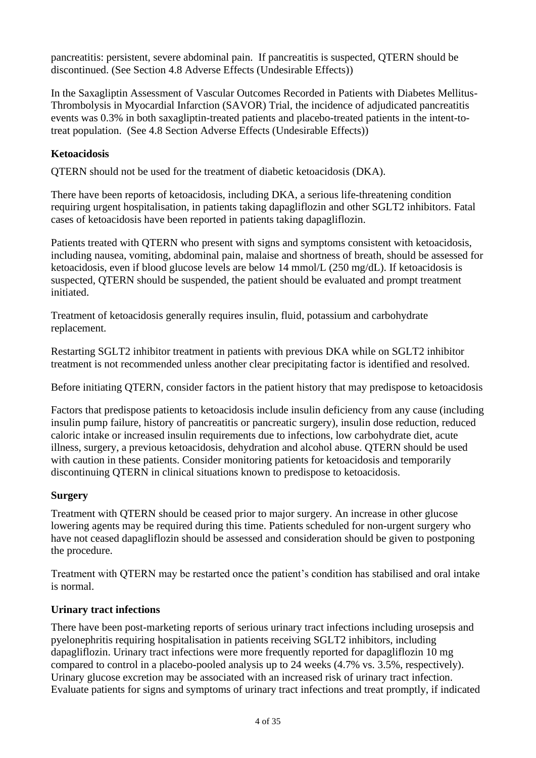pancreatitis: persistent, severe abdominal pain. If pancreatitis is suspected, QTERN should be discontinued. (See Section 4.8 Adverse Effects (Undesirable Effects))

In the Saxagliptin Assessment of Vascular Outcomes Recorded in Patients with Diabetes Mellitus-Thrombolysis in Myocardial Infarction (SAVOR) Trial, the incidence of adjudicated pancreatitis events was 0.3% in both saxagliptin-treated patients and placebo-treated patients in the intent-to-treat population. (See 4.8 Section Adverse Effects (Undesirable Effects))

**Ketoacidosis**

QTERN should not be used for the treatment of diabetic ketoacidosis (DKA).

There have been reports of ketoacidosis, including DKA, a serious life-threatening condition requiring urgent hospitalisation, in patients taking dapagliflozin and other SGLT2 inhibitors. Fatal cases of ketoacidosis have been reported in patients taking dapagliflozin.

Patients treated with QTERN who present with signs and symptoms consistent with ketoacidosis, including nausea, vomiting, abdominal pain, malaise and shortness of breath, should be assessed for ketoacidosis, even if blood glucose levels are below 14 mmol/L (250 mg/dL). If ketoacidosis is suspected, QTERN should be suspended, the patient should be evaluated and prompt treatment initiated.

Treatment of ketoacidosis generally requires insulin, fluid, potassium and carbohydrate replacement.

Restarting SGLT2 inhibitor treatment in patients with previous DKA while on SGLT2 inhibitor treatment is not recommended unless another clear precipitating factor is identified and resolved.

Before initiating QTERN, consider factors in the patient history that may predispose to ketoacidosis

Factors that predispose patients to ketoacidosis include insulin deficiency from any cause (including insulin pump failure, history of pancreatitis or pancreatic surgery), insulin dose reduction, reduced caloric intake or increased insulin requirements due to infections, low carbohydrate diet, acute illness, surgery, a previous ketoacidosis, dehydration and alcohol abuse. QTERN should be used with caution in these patients. Consider monitoring patients for ketoacidosis and temporarily discontinuing QTERN in clinical situations known to predispose to ketoacidosis.

**Surgery**

Treatment with QTERN should be ceased prior to major surgery. An increase in other glucose lowering agents may be required during this time. Patients scheduled for non-urgent surgery who have not ceased dapagliflozin should be assessed and consideration should be given to postponing the procedure.

Treatment with QTERN may be restarted once the patient's condition has stabilised and oral intake is normal.

**Urinary tract infections**

There have been post-marketing reports of serious urinary tract infections including urosepsis and pyelonephritis requiring hospitalisation in patients receiving SGLT2 inhibitors, including dapagliflozin. Urinary tract infections were more frequently reported for dapagliflozin 10 mg compared to control in a placebo-pooled analysis up to 24 weeks (4.7% vs. 3.5%, respectively). Urinary glucose excretion may be associated with an increased risk of urinary tract infection. Evaluate patients for signs and symptoms of urinary tract infections and treat promptly, if indicated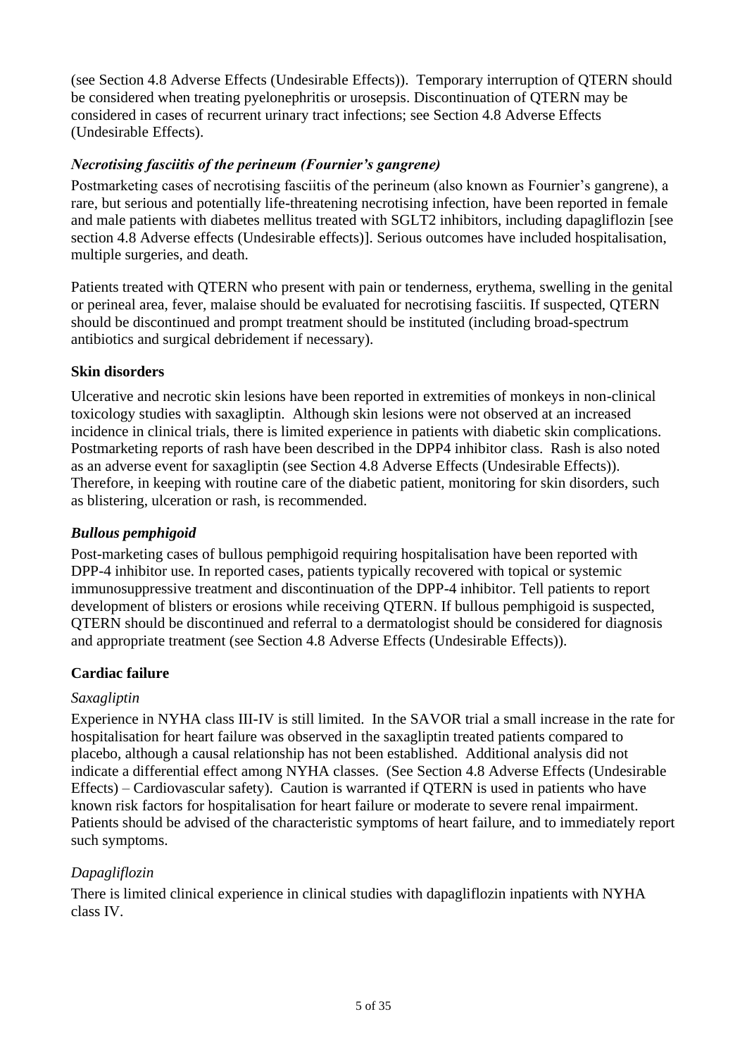(see Section 4.8 Adverse Effects (Undesirable Effects)). Temporary interruption of QTERN should be considered when treating pyelonephritis or urosepsis. Discontinuation of QTERN may be considered in cases of recurrent urinary tract infections; see Section 4.8 Adverse Effects (Undesirable Effects).

***Necrotising fasciitis of the perineum (Fournier's gangrene)***

Postmarketing cases of necrotising fasciitis of the perineum (also known as Fournier's gangrene), a rare, but serious and potentially life-threatening necrotising infection, have been reported in female and male patients with diabetes mellitus treated with SGLT2 inhibitors, including dapagliflozin [see section 4.8 Adverse effects (Undesirable effects)]. Serious outcomes have included hospitalisation, multiple surgeries, and death.

Patients treated with QTERN who present with pain or tenderness, erythema, swelling in the genital or perineal area, fever, malaise should be evaluated for necrotising fasciitis. If suspected, QTERN should be discontinued and prompt treatment should be instituted (including broad-spectrum antibiotics and surgical debridement if necessary).

**Skin disorders**

Ulcerative and necrotic skin lesions have been reported in extremities of monkeys in non-clinical toxicology studies with saxagliptin. Although skin lesions were not observed at an increased incidence in clinical trials, there is limited experience in patients with diabetic skin complications. Postmarketing reports of rash have been described in the DPP4 inhibitor class. Rash is also noted as an adverse event for saxagliptin (see Section 4.8 Adverse Effects (Undesirable Effects)). Therefore, in keeping with routine care of the diabetic patient, monitoring for skin disorders, such as blistering, ulceration or rash, is recommended.

***Bullous pemphigoid***

Post-marketing cases of bullous pemphigoid requiring hospitalisation have been reported with DPP-4 inhibitor use. In reported cases, patients typically recovered with topical or systemic immunosuppressive treatment and discontinuation of the DPP-4 inhibitor. Tell patients to report development of blisters or erosions while receiving QTERN. If bullous pemphigoid is suspected, QTERN should be discontinued and referral to a dermatologist should be considered for diagnosis and appropriate treatment (see Section 4.8 Adverse Effects (Undesirable Effects)).

**Cardiac failure**

*Saxagliptin*

Experience in NYHA class III-IV is still limited. In the SAVOR trial a small increase in the rate for hospitalisation for heart failure was observed in the saxagliptin treated patients compared to placebo, although a causal relationship has not been established. Additional analysis did not indicate a differential effect among NYHA classes. (See Section 4.8 Adverse Effects (Undesirable Effects) – Cardiovascular safety). Caution is warranted if QTERN is used in patients who have known risk factors for hospitalisation for heart failure or moderate to severe renal impairment. Patients should be advised of the characteristic symptoms of heart failure, and to immediately report such symptoms.

*Dapagliflozin*

There is limited clinical experience in clinical studies with dapagliflozin inpatients with NYHA class IV.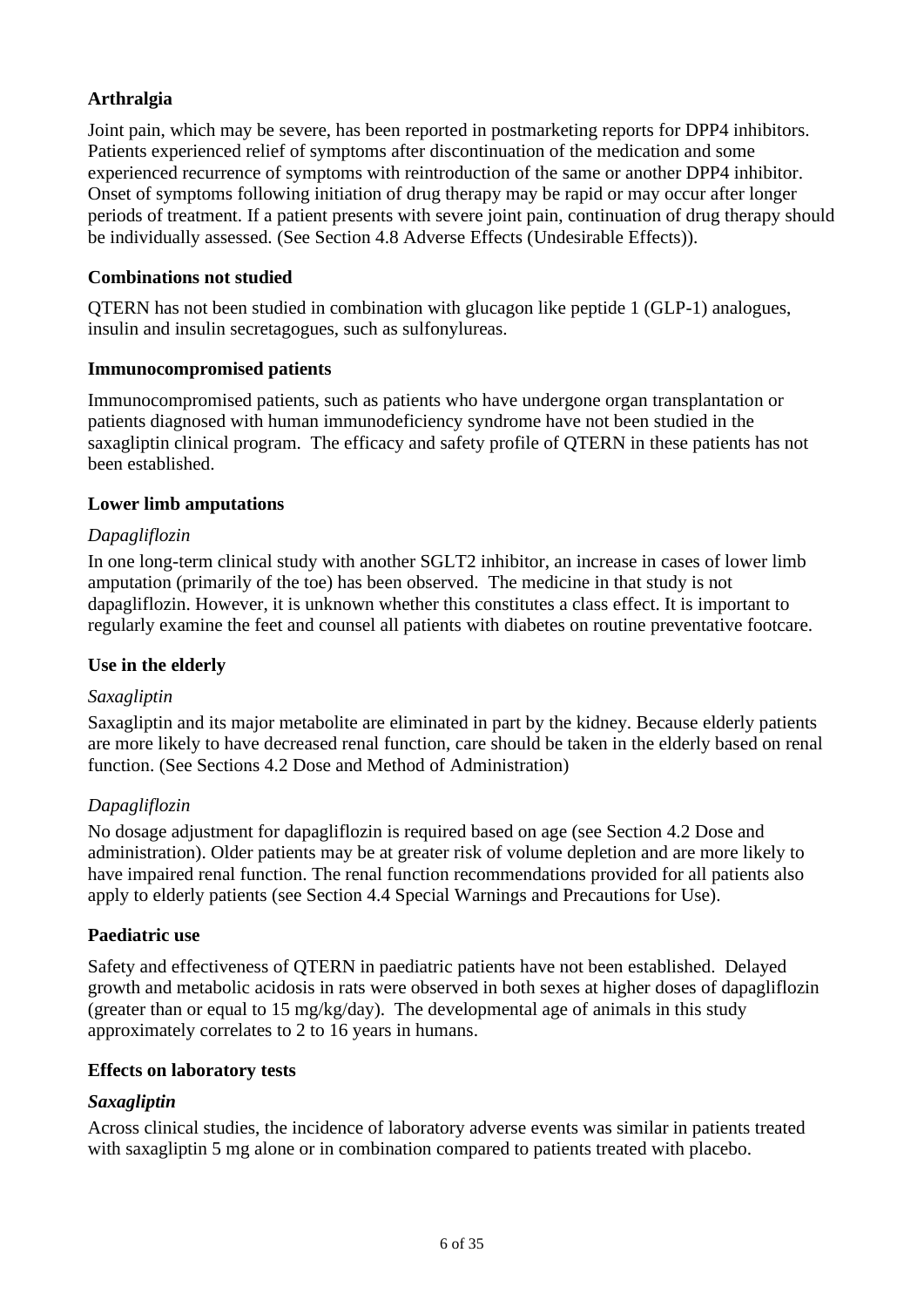**Arthralgia**

Joint pain, which may be severe, has been reported in postmarketing reports for DPP4 inhibitors. Patients experienced relief of symptoms after discontinuation of the medication and some experienced recurrence of symptoms with reintroduction of the same or another DPP4 inhibitor. Onset of symptoms following initiation of drug therapy may be rapid or may occur after longer periods of treatment. If a patient presents with severe joint pain, continuation of drug therapy should be individually assessed. (See Section 4.8 Adverse Effects (Undesirable Effects)).

**Combinations not studied**

QTERN has not been studied in combination with glucagon like peptide 1 (GLP-1) analogues, insulin and insulin secretagogues, such as sulfonylureas.

**Immunocompromised patients**

Immunocompromised patients, such as patients who have undergone organ transplantation or patients diagnosed with human immunodeficiency syndrome have not been studied in the saxagliptin clinical program. The efficacy and safety profile of QTERN in these patients has not been established.

**Lower limb amputations**

*Dapagliflozin*

In one long-term clinical study with another SGLT2 inhibitor, an increase in cases of lower limb amputation (primarily of the toe) has been observed. The medicine in that study is not dapagliflozin. However, it is unknown whether this constitutes a class effect. It is important to regularly examine the feet and counsel all patients with diabetes on routine preventative footcare.

**Use in the elderly**

*Saxagliptin*

Saxagliptin and its major metabolite are eliminated in part by the kidney. Because elderly patients are more likely to have decreased renal function, care should be taken in the elderly based on renal function. (See Sections 4.2 Dose and Method of Administration)

*Dapagliflozin*

No dosage adjustment for dapagliflozin is required based on age (see Section 4.2 Dose and administration). Older patients may be at greater risk of volume depletion and are more likely to have impaired renal function. The renal function recommendations provided for all patients also apply to elderly patients (see Section 4.4 Special Warnings and Precautions for Use).

**Paediatric use**

Safety and effectiveness of QTERN in paediatric patients have not been established. Delayed growth and metabolic acidosis in rats were observed in both sexes at higher doses of dapagliflozin (greater than or equal to 15 mg/kg/day). The developmental age of animals in this study approximately correlates to 2 to 16 years in humans.

**Effects on laboratory tests**

***Saxagliptin***

Across clinical studies, the incidence of laboratory adverse events was similar in patients treated with saxagliptin 5 mg alone or in combination compared to patients treated with placebo.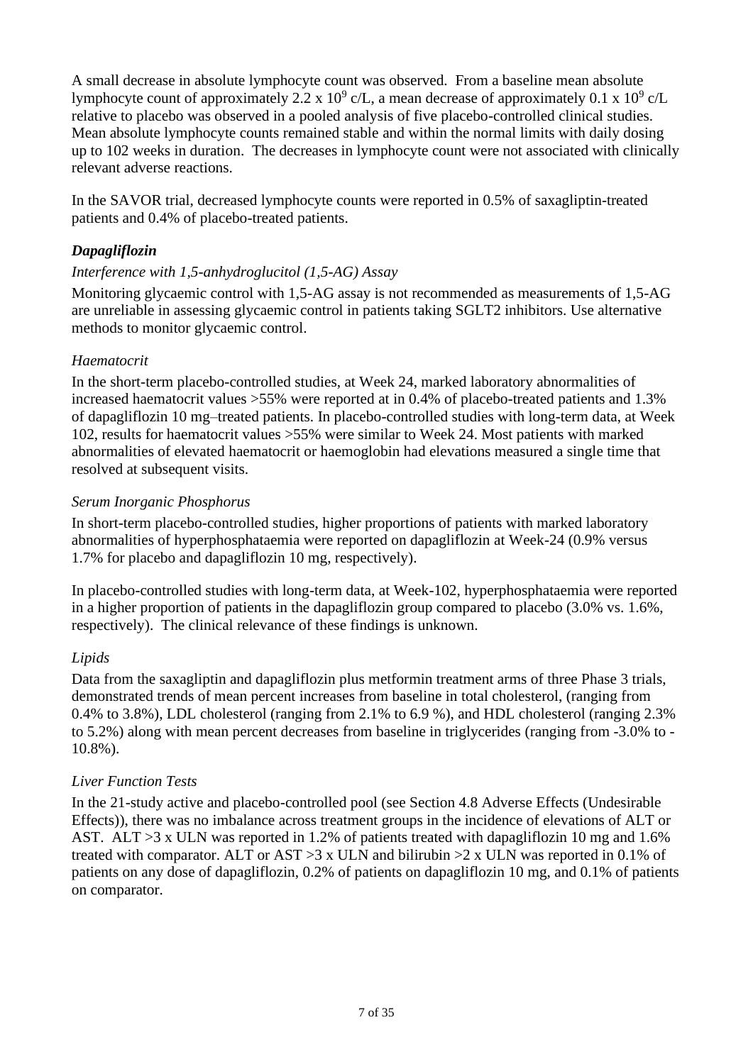A small decrease in absolute lymphocyte count was observed. From a baseline mean absolute lymphocyte count of approximately 2.2 x $10^9$ c/L, a mean decrease of approximately 0.1 x $10^9$ c/L relative to placebo was observed in a pooled analysis of five placebo-controlled clinical studies. Mean absolute lymphocyte counts remained stable and within the normal limits with daily dosing up to 102 weeks in duration. The decreases in lymphocyte count were not associated with clinically relevant adverse reactions.

In the SAVOR trial, decreased lymphocyte counts were reported in 0.5% of saxagliptin-treated patients and 0.4% of placebo-treated patients.

### *Dapagliflozin*

*Interference with 1,5-anhydroglucitol (1,5-AG) Assay*

Monitoring glycaemic control with 1,5-AG assay is not recommended as measurements of 1,5-AG are unreliable in assessing glycaemic control in patients taking SGLT2 inhibitors. Use alternative methods to monitor glycaemic control.

*Haematocrit*

In the short-term placebo-controlled studies, at Week 24, marked laboratory abnormalities of increased haematocrit values >55% were reported at in 0.4% of placebo-treated patients and 1.3% of dapagliflozin 10 mg–treated patients. In placebo-controlled studies with long-term data, at Week 102, results for haematocrit values >55% were similar to Week 24. Most patients with marked abnormalities of elevated haematocrit or haemoglobin had elevations measured a single time that resolved at subsequent visits.

*Serum Inorganic Phosphorus*

In short-term placebo-controlled studies, higher proportions of patients with marked laboratory abnormalities of hyperphosphataemia were reported on dapagliflozin at Week-24 (0.9% versus 1.7% for placebo and dapagliflozin 10 mg, respectively).

In placebo-controlled studies with long-term data, at Week-102, hyperphosphataemia were reported in a higher proportion of patients in the dapagliflozin group compared to placebo (3.0% vs. 1.6%, respectively). The clinical relevance of these findings is unknown.

*Lipids*

Data from the saxagliptin and dapagliflozin plus metformin treatment arms of three Phase 3 trials, demonstrated trends of mean percent increases from baseline in total cholesterol, (ranging from 0.4% to 3.8%), LDL cholesterol (ranging from 2.1% to 6.9 %), and HDL cholesterol (ranging 2.3% to 5.2%) along with mean percent decreases from baseline in triglycerides (ranging from -3.0% to -10.8%).

*Liver Function Tests*

In the 21-study active and placebo-controlled pool (see Section 4.8 Adverse Effects (Undesirable Effects)), there was no imbalance across treatment groups in the incidence of elevations of ALT or AST. ALT >3 x ULN was reported in 1.2% of patients treated with dapagliflozin 10 mg and 1.6% treated with comparator. ALT or AST >3 x ULN and bilirubin >2 x ULN was reported in 0.1% of patients on any dose of dapagliflozin, 0.2% of patients on dapagliflozin 10 mg, and 0.1% of patients on comparator.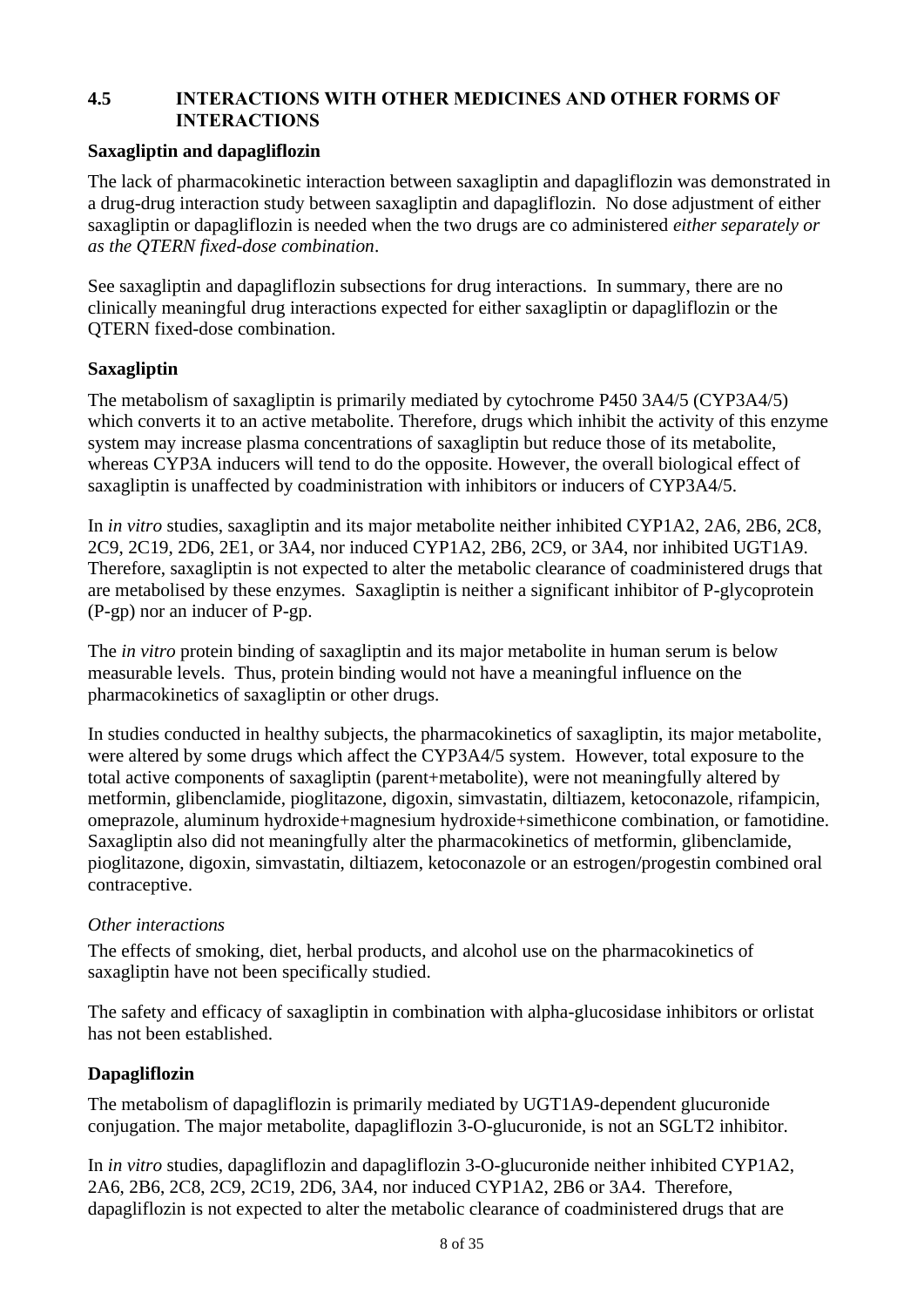## 4.5 INTERACTIONS WITH OTHER MEDICINES AND OTHER FORMS OF INTERACTIONS

**Saxagliptin and dapagliflozin**

The lack of pharmacokinetic interaction between saxagliptin and dapagliflozin was demonstrated in a drug-drug interaction study between saxagliptin and dapagliflozin. No dose adjustment of either saxagliptin or dapagliflozin is needed when the two drugs are co administered *either separately or as the QTERN fixed-dose combination*.

See saxagliptin and dapagliflozin subsections for drug interactions. In summary, there are no clinically meaningful drug interactions expected for either saxagliptin or dapagliflozin or the QTERN fixed-dose combination.

**Saxagliptin**

The metabolism of saxagliptin is primarily mediated by cytochrome P450 3A4/5 (CYP3A4/5) which converts it to an active metabolite. Therefore, drugs which inhibit the activity of this enzyme system may increase plasma concentrations of saxagliptin but reduce those of its metabolite, whereas CYP3A inducers will tend to do the opposite. However, the overall biological effect of saxagliptin is unaffected by coadministration with inhibitors or inducers of CYP3A4/5.

In *in vitro* studies, saxagliptin and its major metabolite neither inhibited CYP1A2, 2A6, 2B6, 2C8, 2C9, 2C19, 2D6, 2E1, or 3A4, nor induced CYP1A2, 2B6, 2C9, or 3A4, nor inhibited UGT1A9. Therefore, saxagliptin is not expected to alter the metabolic clearance of coadministered drugs that are metabolised by these enzymes. Saxagliptin is neither a significant inhibitor of P-glycoprotein (P-gp) nor an inducer of P-gp.

The *in vitro* protein binding of saxagliptin and its major metabolite in human serum is below measurable levels. Thus, protein binding would not have a meaningful influence on the pharmacokinetics of saxagliptin or other drugs.

In studies conducted in healthy subjects, the pharmacokinetics of saxagliptin, its major metabolite, were altered by some drugs which affect the CYP3A4/5 system. However, total exposure to the total active components of saxagliptin (parent+metabolite), were not meaningfully altered by metformin, glibenclamide, pioglitazone, digoxin, simvastatin, diltiazem, ketoconazole, rifampicin, omeprazole, aluminum hydroxide+magnesium hydroxide+simethicone combination, or famotidine. Saxagliptin also did not meaningfully alter the pharmacokinetics of metformin, glibenclamide, pioglitazone, digoxin, simvastatin, diltiazem, ketoconazole or an estrogen/progestin combined oral contraceptive.

*Other interactions*

The effects of smoking, diet, herbal products, and alcohol use on the pharmacokinetics of saxagliptin have not been specifically studied.

The safety and efficacy of saxagliptin in combination with alpha-glucosidase inhibitors or orlistat has not been established.

**Dapagliflozin**

The metabolism of dapagliflozin is primarily mediated by UGT1A9-dependent glucuronide conjugation. The major metabolite, dapagliflozin 3-O-glucuronide, is not an SGLT2 inhibitor.

In *in vitro* studies, dapagliflozin and dapagliflozin 3-O-glucuronide neither inhibited CYP1A2, 2A6, 2B6, 2C8, 2C9, 2C19, 2D6, 3A4, nor induced CYP1A2, 2B6 or 3A4. Therefore, dapagliflozin is not expected to alter the metabolic clearance of coadministered drugs that are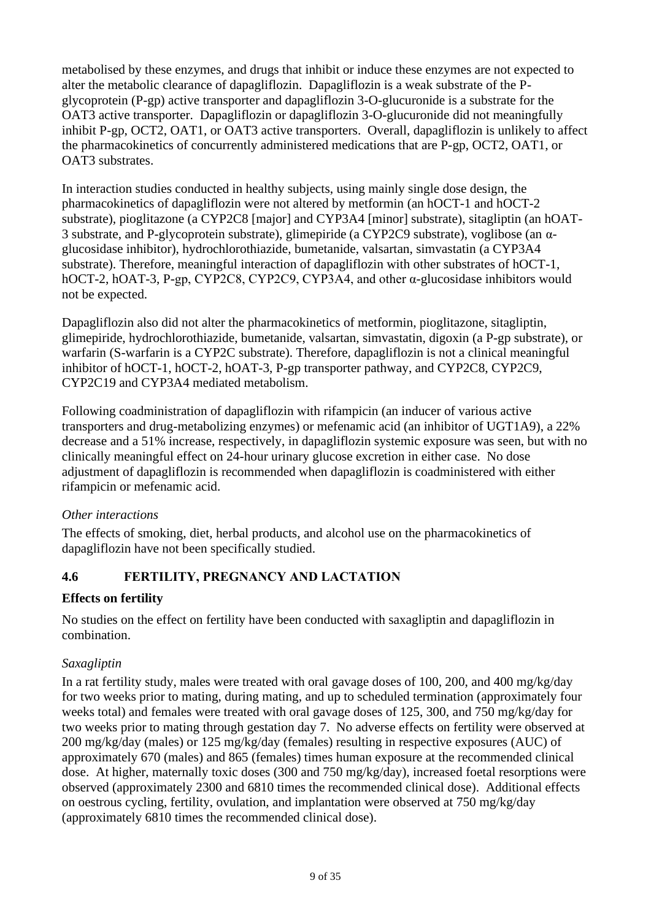metabolised by these enzymes, and drugs that inhibit or induce these enzymes are not expected to alter the metabolic clearance of dapagliflozin. Dapagliflozin is a weak substrate of the P-glycoprotein (P-gp) active transporter and dapagliflozin 3-O-glucuronide is a substrate for the OAT3 active transporter. Dapagliflozin or dapagliflozin 3-O-glucuronide did not meaningfully inhibit P-gp, OCT2, OAT1, or OAT3 active transporters. Overall, dapagliflozin is unlikely to affect the pharmacokinetics of concurrently administered medications that are P-gp, OCT2, OAT1, or OAT3 substrates.

In interaction studies conducted in healthy subjects, using mainly single dose design, the pharmacokinetics of dapagliflozin were not altered by metformin (an hOCT-1 and hOCT-2 substrate), pioglitazone (a CYP2C8 [major] and CYP3A4 [minor] substrate), sitagliptin (an hOAT-3 substrate, and P-glycoprotein substrate), glimepiride (a CYP2C9 substrate), voglibose (an α-glucosidase inhibitor), hydrochlorothiazide, bumetanide, valsartan, simvastatin (a CYP3A4 substrate). Therefore, meaningful interaction of dapagliflozin with other substrates of hOCT-1, hOCT-2, hOAT-3, P-gp, CYP2C8, CYP2C9, CYP3A4, and other α-glucosidase inhibitors would not be expected.

Dapagliflozin also did not alter the pharmacokinetics of metformin, pioglitazone, sitagliptin, glimepiride, hydrochlorothiazide, bumetanide, valsartan, simvastatin, digoxin (a P-gp substrate), or warfarin (S-warfarin is a CYP2C substrate). Therefore, dapagliflozin is not a clinical meaningful inhibitor of hOCT-1, hOCT-2, hOAT-3, P-gp transporter pathway, and CYP2C8, CYP2C9, CYP2C19 and CYP3A4 mediated metabolism.

Following coadministration of dapagliflozin with rifampicin (an inducer of various active transporters and drug-metabolizing enzymes) or mefenamic acid (an inhibitor of UGT1A9), a 22% decrease and a 51% increase, respectively, in dapagliflozin systemic exposure was seen, but with no clinically meaningful effect on 24-hour urinary glucose excretion in either case. No dose adjustment of dapagliflozin is recommended when dapagliflozin is coadministered with either rifampicin or mefenamic acid.

*Other interactions*

The effects of smoking, diet, herbal products, and alcohol use on the pharmacokinetics of dapagliflozin have not been specifically studied.

## 4.6 FERTILITY, PREGNANCY AND LACTATION

**Effects on fertility**

No studies on the effect on fertility have been conducted with saxagliptin and dapagliflozin in combination.

*Saxagliptin*

In a rat fertility study, males were treated with oral gavage doses of 100, 200, and 400 mg/kg/day for two weeks prior to mating, during mating, and up to scheduled termination (approximately four weeks total) and females were treated with oral gavage doses of 125, 300, and 750 mg/kg/day for two weeks prior to mating through gestation day 7. No adverse effects on fertility were observed at 200 mg/kg/day (males) or 125 mg/kg/day (females) resulting in respective exposures (AUC) of approximately 670 (males) and 865 (females) times human exposure at the recommended clinical dose. At higher, maternally toxic doses (300 and 750 mg/kg/day), increased foetal resorptions were observed (approximately 2300 and 6810 times the recommended clinical dose). Additional effects on oestrous cycling, fertility, ovulation, and implantation were observed at 750 mg/kg/day (approximately 6810 times the recommended clinical dose).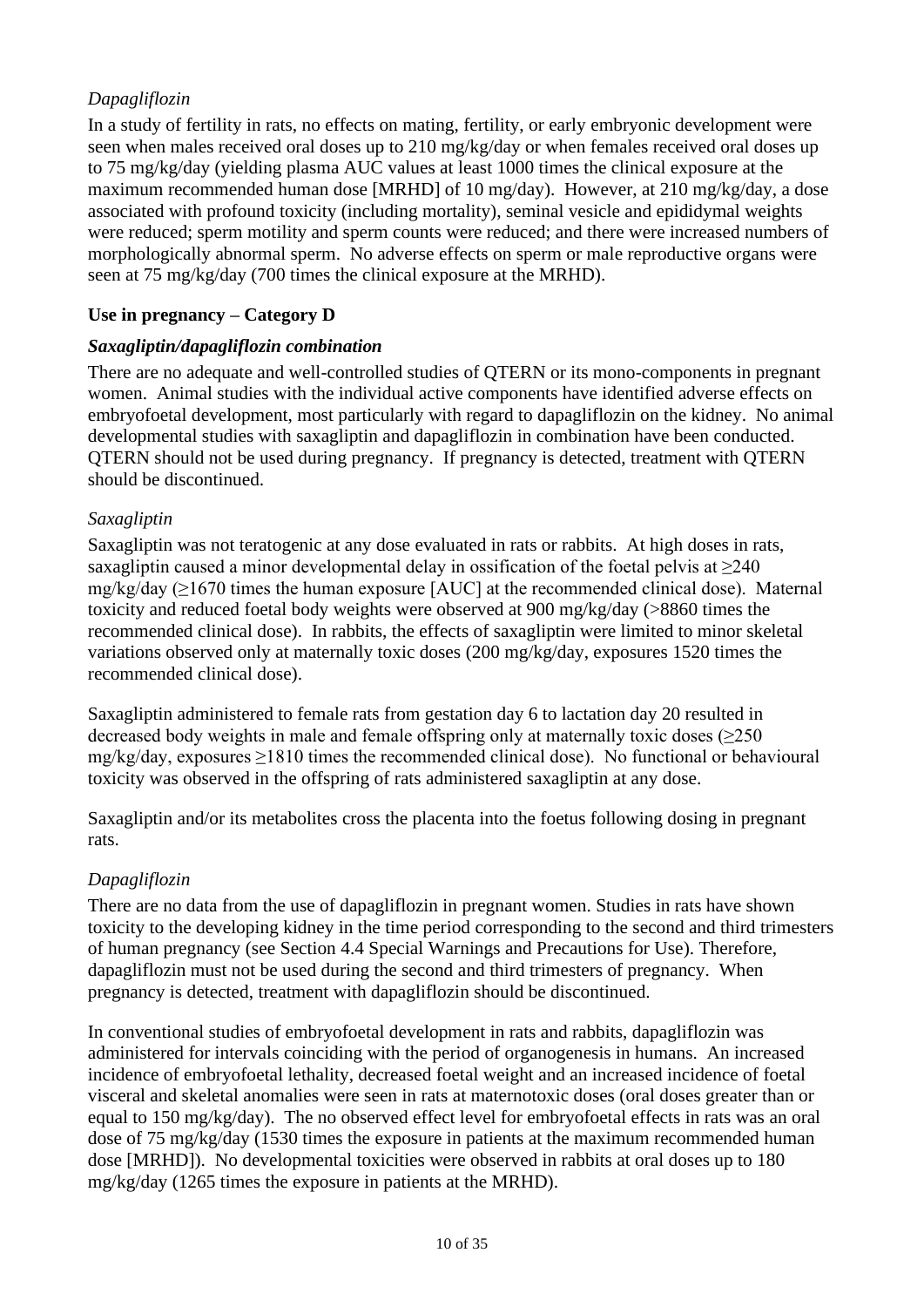*Dapagliflozin*

In a study of fertility in rats, no effects on mating, fertility, or early embryonic development were seen when males received oral doses up to 210 mg/kg/day or when females received oral doses up to 75 mg/kg/day (yielding plasma AUC values at least 1000 times the clinical exposure at the maximum recommended human dose [MRHD] of 10 mg/day). However, at 210 mg/kg/day, a dose associated with profound toxicity (including mortality), seminal vesicle and epididymal weights were reduced; sperm motility and sperm counts were reduced; and there were increased numbers of morphologically abnormal sperm. No adverse effects on sperm or male reproductive organs were seen at 75 mg/kg/day (700 times the clinical exposure at the MRHD).

**Use in pregnancy – Category D**

***Saxagliptin/dapagliflozin combination***

There are no adequate and well-controlled studies of QTERN or its mono-components in pregnant women. Animal studies with the individual active components have identified adverse effects on embryofoetal development, most particularly with regard to dapagliflozin on the kidney. No animal developmental studies with saxagliptin and dapagliflozin in combination have been conducted. QTERN should not be used during pregnancy. If pregnancy is detected, treatment with QTERN should be discontinued.

*Saxagliptin*

Saxagliptin was not teratogenic at any dose evaluated in rats or rabbits. At high doses in rats, saxagliptin caused a minor developmental delay in ossification of the foetal pelvis at ≥240 mg/kg/day (≥1670 times the human exposure [AUC] at the recommended clinical dose). Maternal toxicity and reduced foetal body weights were observed at 900 mg/kg/day (>8860 times the recommended clinical dose). In rabbits, the effects of saxagliptin were limited to minor skeletal variations observed only at maternally toxic doses (200 mg/kg/day, exposures 1520 times the recommended clinical dose).

Saxagliptin administered to female rats from gestation day 6 to lactation day 20 resulted in decreased body weights in male and female offspring only at maternally toxic doses (≥250 mg/kg/day, exposures ≥1810 times the recommended clinical dose). No functional or behavioural toxicity was observed in the offspring of rats administered saxagliptin at any dose.

Saxagliptin and/or its metabolites cross the placenta into the foetus following dosing in pregnant rats.

*Dapagliflozin*

There are no data from the use of dapagliflozin in pregnant women. Studies in rats have shown toxicity to the developing kidney in the time period corresponding to the second and third trimesters of human pregnancy (see Section 4.4 Special Warnings and Precautions for Use). Therefore, dapagliflozin must not be used during the second and third trimesters of pregnancy. When pregnancy is detected, treatment with dapagliflozin should be discontinued.

In conventional studies of embryofoetal development in rats and rabbits, dapagliflozin was administered for intervals coinciding with the period of organogenesis in humans. An increased incidence of embryofoetal lethality, decreased foetal weight and an increased incidence of foetal visceral and skeletal anomalies were seen in rats at maternotoxic doses (oral doses greater than or equal to 150 mg/kg/day). The no observed effect level for embryofoetal effects in rats was an oral dose of 75 mg/kg/day (1530 times the exposure in patients at the maximum recommended human dose [MRHD]). No developmental toxicities were observed in rabbits at oral doses up to 180 mg/kg/day (1265 times the exposure in patients at the MRHD).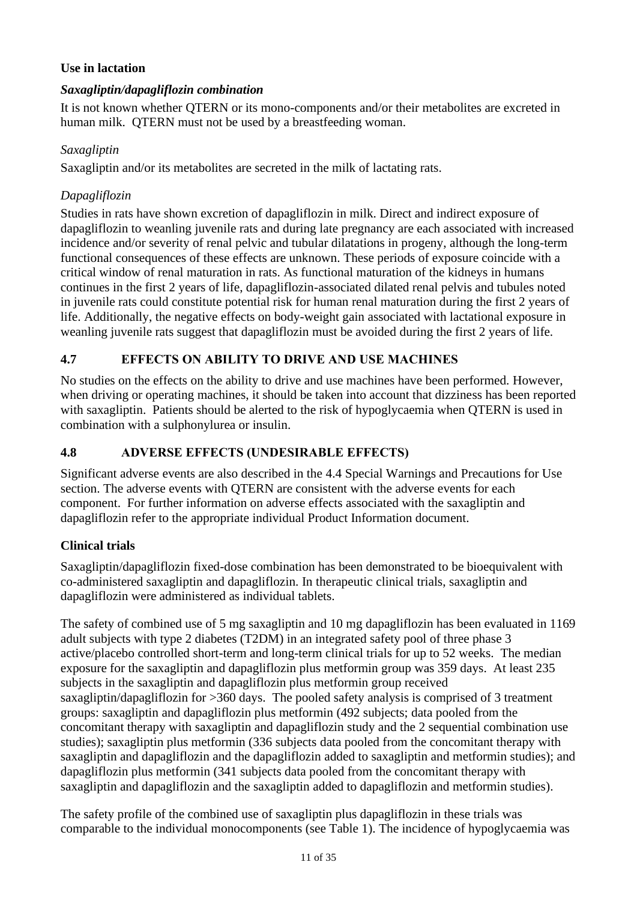**Use in lactation**

***Saxagliptin/dapagliflozin combination***

It is not known whether QTERN or its mono-components and/or their metabolites are excreted in human milk. QTERN must not be used by a breastfeeding woman.

*Saxagliptin*

Saxagliptin and/or its metabolites are secreted in the milk of lactating rats.

*Dapagliflozin*

Studies in rats have shown excretion of dapagliflozin in milk. Direct and indirect exposure of dapagliflozin to weanling juvenile rats and during late pregnancy are each associated with increased incidence and/or severity of renal pelvic and tubular dilatations in progeny, although the long-term functional consequences of these effects are unknown. These periods of exposure coincide with a critical window of renal maturation in rats. As functional maturation of the kidneys in humans continues in the first 2 years of life, dapagliflozin-associated dilated renal pelvis and tubules noted in juvenile rats could constitute potential risk for human renal maturation during the first 2 years of life. Additionally, the negative effects on body-weight gain associated with lactational exposure in weanling juvenile rats suggest that dapagliflozin must be avoided during the first 2 years of life.

## 4.7 EFFECTS ON ABILITY TO DRIVE AND USE MACHINES

No studies on the effects on the ability to drive and use machines have been performed. However, when driving or operating machines, it should be taken into account that dizziness has been reported with saxagliptin. Patients should be alerted to the risk of hypoglycaemia when QTERN is used in combination with a sulphonylurea or insulin.

## 4.8 ADVERSE EFFECTS (UNDESIRABLE EFFECTS)

Significant adverse events are also described in the 4.4 Special Warnings and Precautions for Use section. The adverse events with QTERN are consistent with the adverse events for each component. For further information on adverse effects associated with the saxagliptin and dapagliflozin refer to the appropriate individual Product Information document.

**Clinical trials**

Saxagliptin/dapagliflozin fixed-dose combination has been demonstrated to be bioequivalent with co-administered saxagliptin and dapagliflozin. In therapeutic clinical trials, saxagliptin and dapagliflozin were administered as individual tablets.

The safety of combined use of 5 mg saxagliptin and 10 mg dapagliflozin has been evaluated in 1169 adult subjects with type 2 diabetes (T2DM) in an integrated safety pool of three phase 3 active/placebo controlled short-term and long-term clinical trials for up to 52 weeks. The median exposure for the saxagliptin and dapagliflozin plus metformin group was 359 days. At least 235 subjects in the saxagliptin and dapagliflozin plus metformin group received saxagliptin/dapagliflozin for >360 days. The pooled safety analysis is comprised of 3 treatment groups: saxagliptin and dapagliflozin plus metformin (492 subjects; data pooled from the concomitant therapy with saxagliptin and dapagliflozin study and the 2 sequential combination use studies); saxagliptin plus metformin (336 subjects data pooled from the concomitant therapy with saxagliptin and dapagliflozin and the dapagliflozin added to saxagliptin and metformin studies); and dapagliflozin plus metformin (341 subjects data pooled from the concomitant therapy with saxagliptin and dapagliflozin and the saxagliptin added to dapagliflozin and metformin studies).

The safety profile of the combined use of saxagliptin plus dapagliflozin in these trials was comparable to the individual monocomponents (see Table 1). The incidence of hypoglycaemia was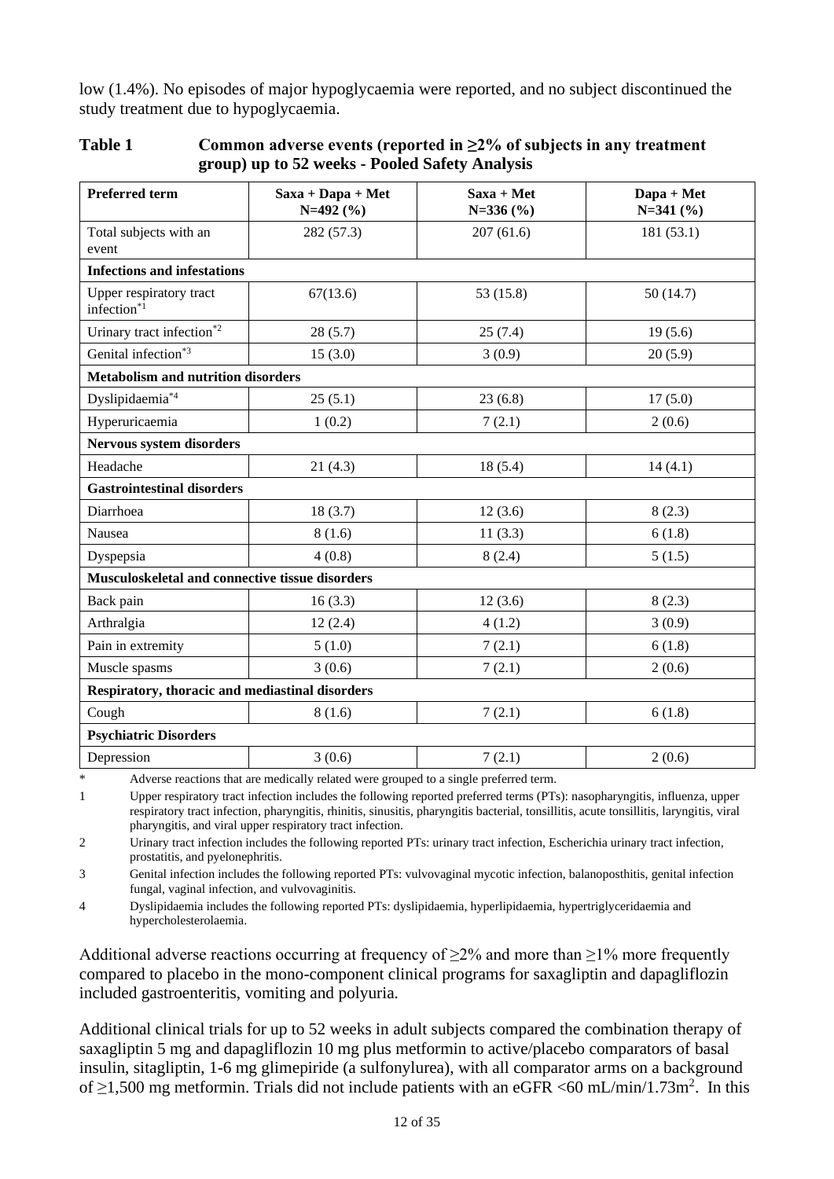low (1.4%). No episodes of major hypoglycaemia were reported, and no subject discontinued the study treatment due to hypoglycaemia.

**Table 1 Common adverse events (reported in ≥2% of subjects in any treatment group) up to 52 weeks - Pooled Safety Analysis**

| Preferred term | Saxa + Dapa + Met N=492 (%) | Saxa + Met N=336 (%) | Dapa + Met N=341 (%) |
|---|---|---|---|
| Total subjects with an event | 282 (57.3) | 207 (61.6) | 181 (53.1) |
| **Infections and infestations** | | | |
| Upper respiratory tract infection*[1] | 67(13.6) | 53 (15.8) | 50 (14.7) |
| Urinary tract infection*[2] | 28 (5.7) | 25 (7.4) | 19 (5.6) |
| Genital infection*[3] | 15 (3.0) | 3 (0.9) | 20 (5.9) |
| **Metabolism and nutrition disorders** | | | |
| Dyslipidaemia*[4] | 25 (5.1) | 23 (6.8) | 17 (5.0) |
| Hyperuricaemia | 1 (0.2) | 7 (2.1) | 2 (0.6) |
| **Nervous system disorders** | | | |
| Headache | 21 (4.3) | 18 (5.4) | 14 (4.1) |
| **Gastrointestinal disorders** | | | |
| Diarrhoea | 18 (3.7) | 12 (3.6) | 8 (2.3) |
| Nausea | 8 (1.6) | 11 (3.3) | 6 (1.8) |
| Dyspepsia | 4 (0.8) | 8 (2.4) | 5 (1.5) |
| **Musculoskeletal and connective tissue disorders** | | | |
| Back pain | 16 (3.3) | 12 (3.6) | 8 (2.3) |
| Arthralgia | 12 (2.4) | 4 (1.2) | 3 (0.9) |
| Pain in extremity | 5 (1.0) | 7 (2.1) | 6 (1.8) |
| Muscle spasms | 3 (0.6) | 7 (2.1) | 2 (0.6) |
| **Respiratory, thoracic and mediastinal disorders** | | | |
| Cough | 8 (1.6) | 7 (2.1) | 6 (1.8) |
| **Psychiatric Disorders** | | | |
| Depression | 3 (0.6) | 7 (2.1) | 2 (0.6) |

\* Adverse reactions that are medically related were grouped to a single preferred term.

1 Upper respiratory tract infection includes the following reported preferred terms (PTs): nasopharyngitis, influenza, upper respiratory tract infection, pharyngitis, rhinitis, sinusitis, pharyngitis bacterial, tonsillitis, acute tonsillitis, laryngitis, viral pharyngitis, and viral upper respiratory tract infection.

2 Urinary tract infection includes the following reported PTs: urinary tract infection, Escherichia urinary tract infection, prostatitis, and pyelonephritis.

3 Genital infection includes the following reported PTs: vulvovaginal mycotic infection, balanoposthitis, genital infection fungal, vaginal infection, and vulvovaginitis.

4 Dyslipidaemia includes the following reported PTs: dyslipidaemia, hyperlipidaemia, hypertriglyceridaemia and hypercholesterolaemia.

Additional adverse reactions occurring at frequency of ≥2% and more than ≥1% more frequently compared to placebo in the mono-component clinical programs for saxagliptin and dapagliflozin included gastroenteritis, vomiting and polyuria.

Additional clinical trials for up to 52 weeks in adult subjects compared the combination therapy of saxagliptin 5 mg and dapagliflozin 10 mg plus metformin to active/placebo comparators of basal insulin, sitagliptin, 1-6 mg glimepiride (a sulfonylurea), with all comparator arms on a background of ≥1,500 mg metformin. Trials did not include patients with an eGFR <60 mL/min/1.73m$^2$. In this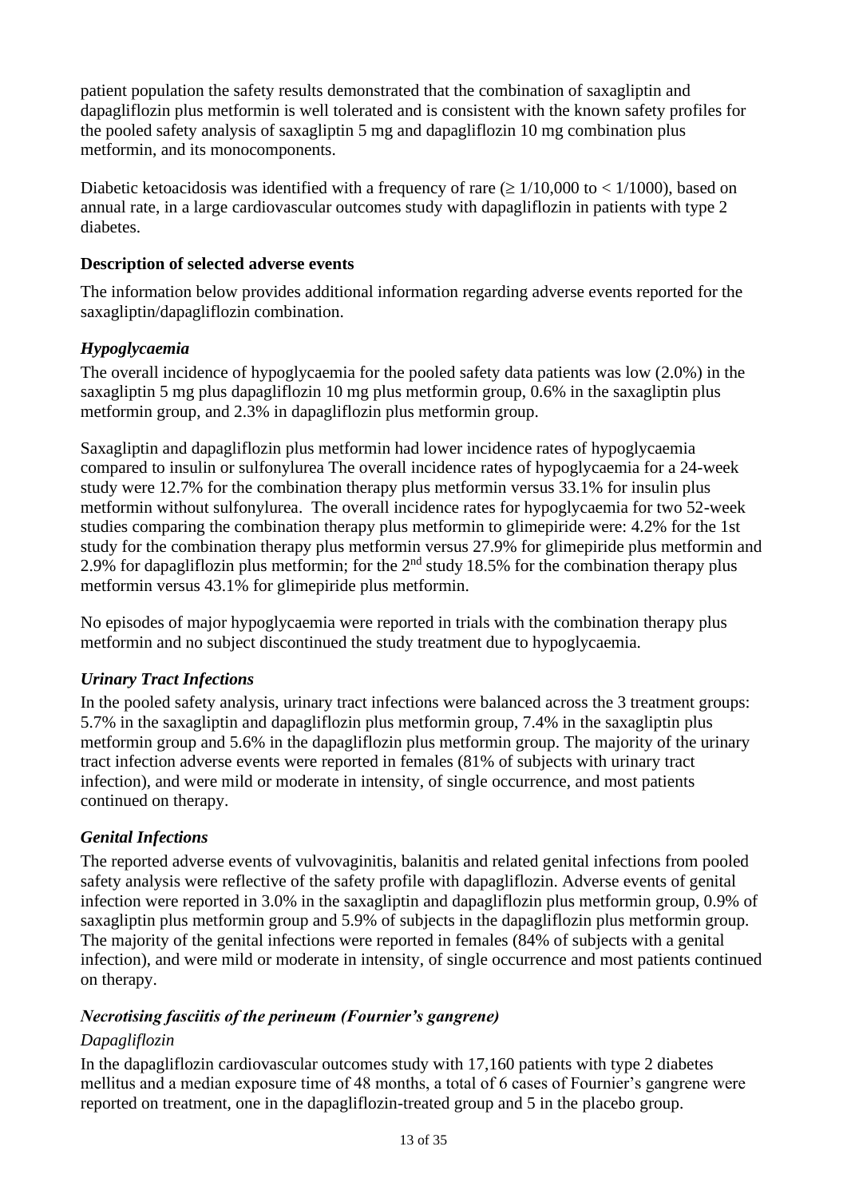patient population the safety results demonstrated that the combination of saxagliptin and dapagliflozin plus metformin is well tolerated and is consistent with the known safety profiles for the pooled safety analysis of saxagliptin 5 mg and dapagliflozin 10 mg combination plus metformin, and its monocomponents.

Diabetic ketoacidosis was identified with a frequency of rare ($\geq 1/10,000$ to $< 1/1000$), based on annual rate, in a large cardiovascular outcomes study with dapagliflozin in patients with type 2 diabetes.

**Description of selected adverse events**

The information below provides additional information regarding adverse events reported for the saxagliptin/dapagliflozin combination.

***Hypoglycaemia***

The overall incidence of hypoglycaemia for the pooled safety data patients was low (2.0%) in the saxagliptin 5 mg plus dapagliflozin 10 mg plus metformin group, 0.6% in the saxagliptin plus metformin group, and 2.3% in dapagliflozin plus metformin group.

Saxagliptin and dapagliflozin plus metformin had lower incidence rates of hypoglycaemia compared to insulin or sulfonylurea The overall incidence rates of hypoglycaemia for a 24-week study were 12.7% for the combination therapy plus metformin versus 33.1% for insulin plus metformin without sulfonylurea. The overall incidence rates for hypoglycaemia for two 52-week studies comparing the combination therapy plus metformin to glimepiride were: 4.2% for the 1st study for the combination therapy plus metformin versus 27.9% for glimepiride plus metformin and 2.9% for dapagliflozin plus metformin; for the 2nd study 18.5% for the combination therapy plus metformin versus 43.1% for glimepiride plus metformin.

No episodes of major hypoglycaemia were reported in trials with the combination therapy plus metformin and no subject discontinued the study treatment due to hypoglycaemia.

***Urinary Tract Infections***

In the pooled safety analysis, urinary tract infections were balanced across the 3 treatment groups: 5.7% in the saxagliptin and dapagliflozin plus metformin group, 7.4% in the saxagliptin plus metformin group and 5.6% in the dapagliflozin plus metformin group. The majority of the urinary tract infection adverse events were reported in females (81% of subjects with urinary tract infection), and were mild or moderate in intensity, of single occurrence, and most patients continued on therapy.

***Genital Infections***

The reported adverse events of vulvovaginitis, balanitis and related genital infections from pooled safety analysis were reflective of the safety profile with dapagliflozin. Adverse events of genital infection were reported in 3.0% in the saxagliptin and dapagliflozin plus metformin group, 0.9% of saxagliptin plus metformin group and 5.9% of subjects in the dapagliflozin plus metformin group. The majority of the genital infections were reported in females (84% of subjects with a genital infection), and were mild or moderate in intensity, of single occurrence and most patients continued on therapy.

***Necrotising fasciitis of the perineum (Fournier's gangrene)***

*Dapagliflozin*

In the dapagliflozin cardiovascular outcomes study with 17,160 patients with type 2 diabetes mellitus and a median exposure time of 48 months, a total of 6 cases of Fournier's gangrene were reported on treatment, one in the dapagliflozin-treated group and 5 in the placebo group.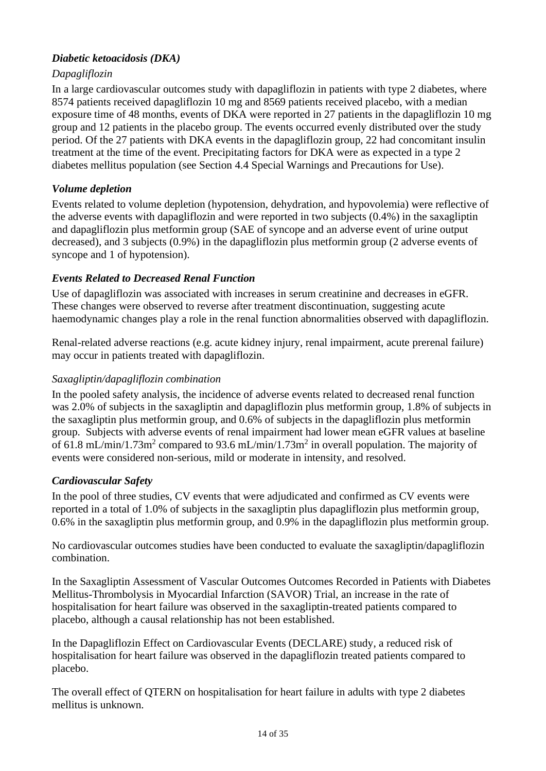***Diabetic ketoacidosis (DKA)***

*Dapagliflozin*

In a large cardiovascular outcomes study with dapagliflozin in patients with type 2 diabetes, where 8574 patients received dapagliflozin 10 mg and 8569 patients received placebo, with a median exposure time of 48 months, events of DKA were reported in 27 patients in the dapagliflozin 10 mg group and 12 patients in the placebo group. The events occurred evenly distributed over the study period. Of the 27 patients with DKA events in the dapagliflozin group, 22 had concomitant insulin treatment at the time of the event. Precipitating factors for DKA were as expected in a type 2 diabetes mellitus population (see Section 4.4 Special Warnings and Precautions for Use).

***Volume depletion***

Events related to volume depletion (hypotension, dehydration, and hypovolemia) were reflective of the adverse events with dapagliflozin and were reported in two subjects (0.4%) in the saxagliptin and dapagliflozin plus metformin group (SAE of syncope and an adverse event of urine output decreased), and 3 subjects (0.9%) in the dapagliflozin plus metformin group (2 adverse events of syncope and 1 of hypotension).

***Events Related to Decreased Renal Function***

Use of dapagliflozin was associated with increases in serum creatinine and decreases in eGFR. These changes were observed to reverse after treatment discontinuation, suggesting acute haemodynamic changes play a role in the renal function abnormalities observed with dapagliflozin.

Renal-related adverse reactions (e.g. acute kidney injury, renal impairment, acute prerenal failure) may occur in patients treated with dapagliflozin.

*Saxagliptin/dapagliflozin combination*

In the pooled safety analysis, the incidence of adverse events related to decreased renal function was 2.0% of subjects in the saxagliptin and dapagliflozin plus metformin group, 1.8% of subjects in the saxagliptin plus metformin group, and 0.6% of subjects in the dapagliflozin plus metformin group. Subjects with adverse events of renal impairment had lower mean eGFR values at baseline of 61.8 mL/min/1.73m$^2$ compared to 93.6 mL/min/1.73m$^2$ in overall population. The majority of events were considered non-serious, mild or moderate in intensity, and resolved.

***Cardiovascular Safety***

In the pool of three studies, CV events that were adjudicated and confirmed as CV events were reported in a total of 1.0% of subjects in the saxagliptin plus dapagliflozin plus metformin group, 0.6% in the saxagliptin plus metformin group, and 0.9% in the dapagliflozin plus metformin group.

No cardiovascular outcomes studies have been conducted to evaluate the saxagliptin/dapagliflozin combination.

In the Saxagliptin Assessment of Vascular Outcomes Outcomes Recorded in Patients with Diabetes Mellitus-Thrombolysis in Myocardial Infarction (SAVOR) Trial, an increase in the rate of hospitalisation for heart failure was observed in the saxagliptin-treated patients compared to placebo, although a causal relationship has not been established.

In the Dapagliflozin Effect on Cardiovascular Events (DECLARE) study, a reduced risk of hospitalisation for heart failure was observed in the dapagliflozin treated patients compared to placebo.

The overall effect of QTERN on hospitalisation for heart failure in adults with type 2 diabetes mellitus is unknown.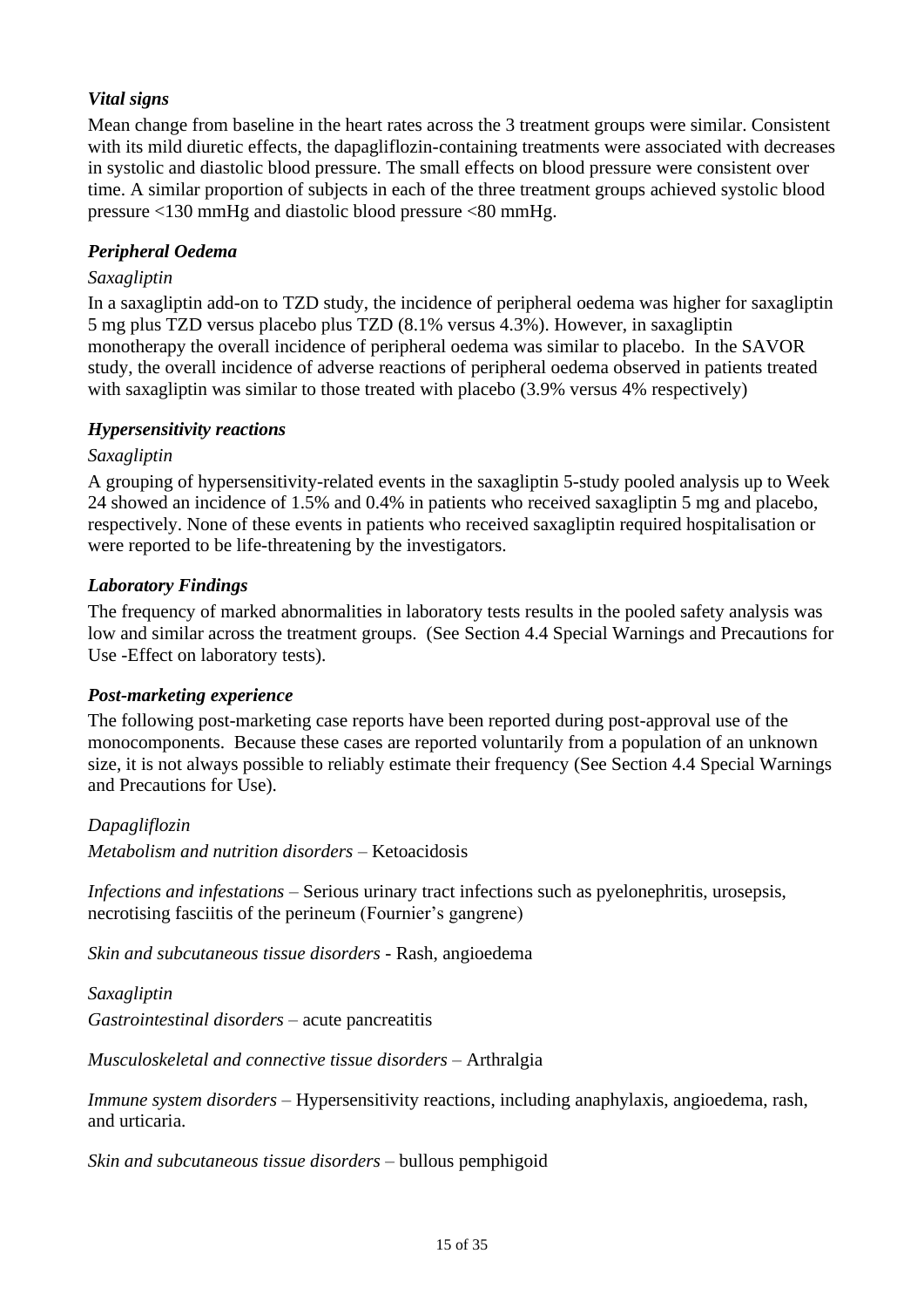### *Vital signs*

Mean change from baseline in the heart rates across the 3 treatment groups were similar. Consistent with its mild diuretic effects, the dapagliflozin-containing treatments were associated with decreases in systolic and diastolic blood pressure. The small effects on blood pressure were consistent over time. A similar proportion of subjects in each of the three treatment groups achieved systolic blood pressure <130 mmHg and diastolic blood pressure <80 mmHg.

### *Peripheral Oedema*

*Saxagliptin*

In a saxagliptin add-on to TZD study, the incidence of peripheral oedema was higher for saxagliptin 5 mg plus TZD versus placebo plus TZD (8.1% versus 4.3%). However, in saxagliptin monotherapy the overall incidence of peripheral oedema was similar to placebo. In the SAVOR study, the overall incidence of adverse reactions of peripheral oedema observed in patients treated with saxagliptin was similar to those treated with placebo (3.9% versus 4% respectively)

### *Hypersensitivity reactions*

*Saxagliptin*

A grouping of hypersensitivity-related events in the saxagliptin 5-study pooled analysis up to Week 24 showed an incidence of 1.5% and 0.4% in patients who received saxagliptin 5 mg and placebo, respectively. None of these events in patients who received saxagliptin required hospitalisation or were reported to be life-threatening by the investigators.

### *Laboratory Findings*

The frequency of marked abnormalities in laboratory tests results in the pooled safety analysis was low and similar across the treatment groups. (See Section 4.4 Special Warnings and Precautions for Use -Effect on laboratory tests).

### *Post-marketing experience*

The following post-marketing case reports have been reported during post-approval use of the monocomponents. Because these cases are reported voluntarily from a population of an unknown size, it is not always possible to reliably estimate their frequency (See Section 4.4 Special Warnings and Precautions for Use).

*Dapagliflozin*

*Metabolism and nutrition disorders* – Ketoacidosis

*Infections and infestations* – Serious urinary tract infections such as pyelonephritis, urosepsis, necrotising fasciitis of the perineum (Fournier's gangrene)

*Skin and subcutaneous tissue disorders* - Rash, angioedema

*Saxagliptin*

*Gastrointestinal disorders* – acute pancreatitis

*Musculoskeletal and connective tissue disorders* – Arthralgia

*Immune system disorders* – Hypersensitivity reactions, including anaphylaxis, angioedema, rash, and urticaria.

*Skin and subcutaneous tissue disorders* – bullous pemphigoid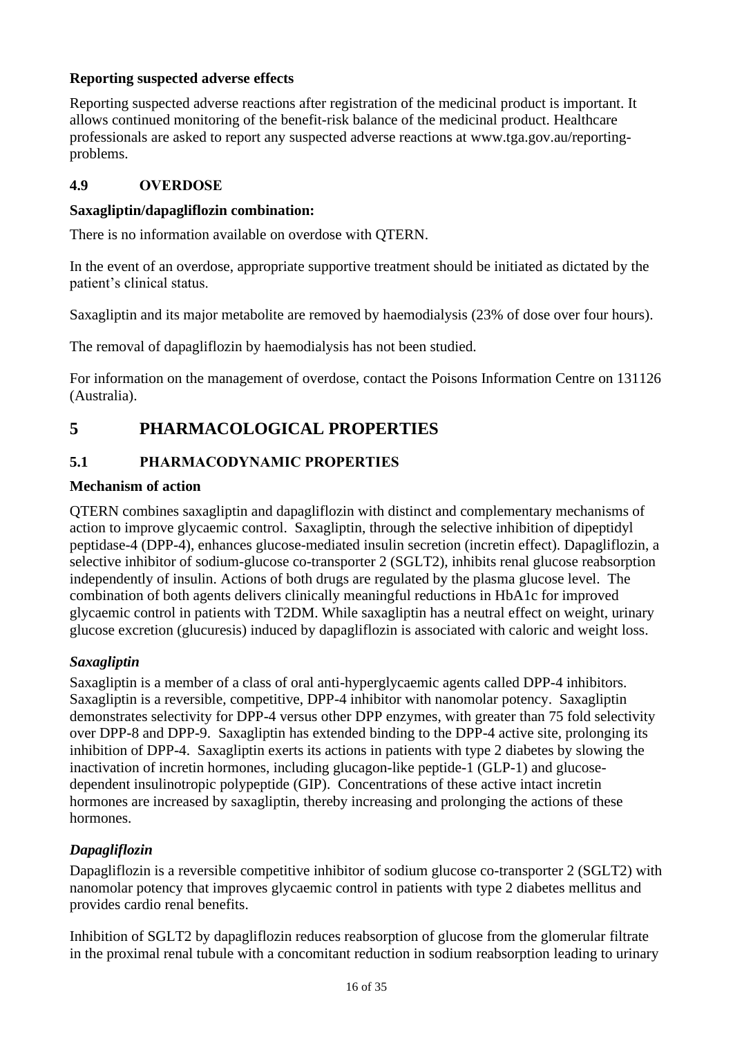**Reporting suspected adverse effects**

Reporting suspected adverse reactions after registration of the medicinal product is important. It allows continued monitoring of the benefit-risk balance of the medicinal product. Healthcare professionals are asked to report any suspected adverse reactions at www.tga.gov.au/reporting-problems.

### 4.9 OVERDOSE

**Saxagliptin/dapagliflozin combination:**

There is no information available on overdose with QTERN.

In the event of an overdose, appropriate supportive treatment should be initiated as dictated by the patient's clinical status.

Saxagliptin and its major metabolite are removed by haemodialysis (23% of dose over four hours).

The removal of dapagliflozin by haemodialysis has not been studied.

For information on the management of overdose, contact the Poisons Information Centre on 131126 (Australia).

## 5 PHARMACOLOGICAL PROPERTIES

### 5.1 PHARMACODYNAMIC PROPERTIES

**Mechanism of action**

QTERN combines saxagliptin and dapagliflozin with distinct and complementary mechanisms of action to improve glycaemic control. Saxagliptin, through the selective inhibition of dipeptidyl peptidase-4 (DPP-4), enhances glucose-mediated insulin secretion (incretin effect). Dapagliflozin, a selective inhibitor of sodium-glucose co-transporter 2 (SGLT2), inhibits renal glucose reabsorption independently of insulin. Actions of both drugs are regulated by the plasma glucose level. The combination of both agents delivers clinically meaningful reductions in HbA1c for improved glycaemic control in patients with T2DM. While saxagliptin has a neutral effect on weight, urinary glucose excretion (glucuresis) induced by dapagliflozin is associated with caloric and weight loss.

***Saxagliptin***

Saxagliptin is a member of a class of oral anti-hyperglycaemic agents called DPP-4 inhibitors. Saxagliptin is a reversible, competitive, DPP-4 inhibitor with nanomolar potency. Saxagliptin demonstrates selectivity for DPP-4 versus other DPP enzymes, with greater than 75 fold selectivity over DPP-8 and DPP-9. Saxagliptin has extended binding to the DPP-4 active site, prolonging its inhibition of DPP-4. Saxagliptin exerts its actions in patients with type 2 diabetes by slowing the inactivation of incretin hormones, including glucagon-like peptide-1 (GLP-1) and glucose-dependent insulinotropic polypeptide (GIP). Concentrations of these active intact incretin hormones are increased by saxagliptin, thereby increasing and prolonging the actions of these hormones.

***Dapagliflozin***

Dapagliflozin is a reversible competitive inhibitor of sodium glucose co-transporter 2 (SGLT2) with nanomolar potency that improves glycaemic control in patients with type 2 diabetes mellitus and provides cardio renal benefits.

Inhibition of SGLT2 by dapagliflozin reduces reabsorption of glucose from the glomerular filtrate in the proximal renal tubule with a concomitant reduction in sodium reabsorption leading to urinary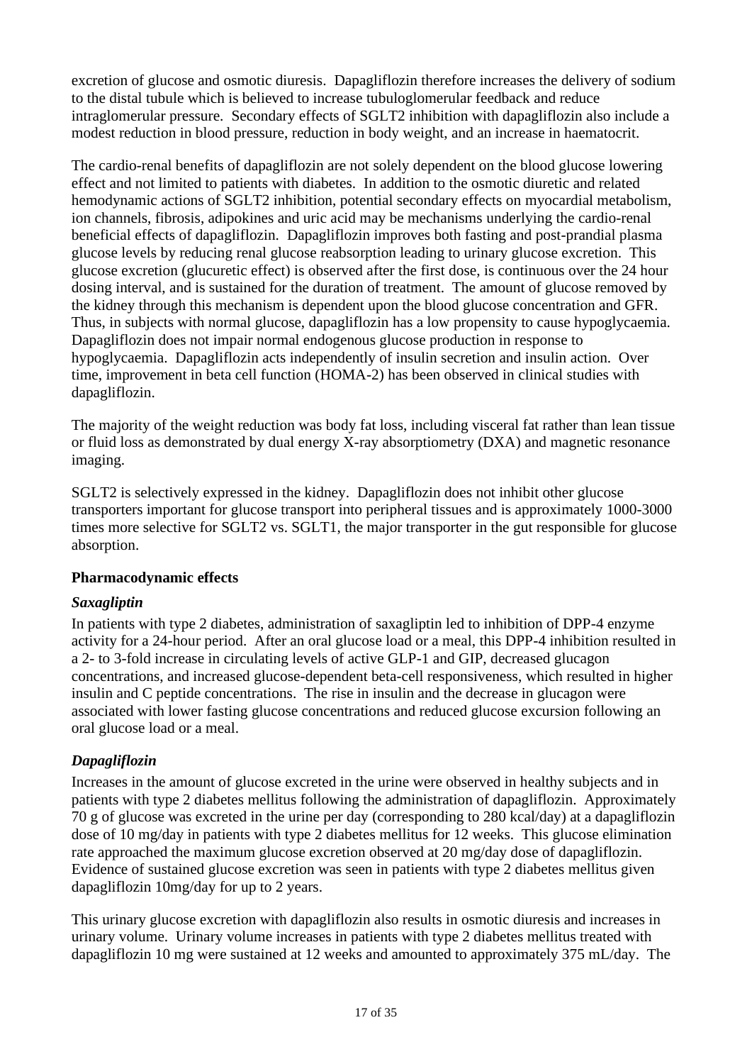excretion of glucose and osmotic diuresis. Dapagliflozin therefore increases the delivery of sodium to the distal tubule which is believed to increase tubuloglomerular feedback and reduce intraglomerular pressure. Secondary effects of SGLT2 inhibition with dapagliflozin also include a modest reduction in blood pressure, reduction in body weight, and an increase in haematocrit.

The cardio-renal benefits of dapagliflozin are not solely dependent on the blood glucose lowering effect and not limited to patients with diabetes. In addition to the osmotic diuretic and related hemodynamic actions of SGLT2 inhibition, potential secondary effects on myocardial metabolism, ion channels, fibrosis, adipokines and uric acid may be mechanisms underlying the cardio-renal beneficial effects of dapagliflozin. Dapagliflozin improves both fasting and post-prandial plasma glucose levels by reducing renal glucose reabsorption leading to urinary glucose excretion. This glucose excretion (glucuretic effect) is observed after the first dose, is continuous over the 24 hour dosing interval, and is sustained for the duration of treatment. The amount of glucose removed by the kidney through this mechanism is dependent upon the blood glucose concentration and GFR. Thus, in subjects with normal glucose, dapagliflozin has a low propensity to cause hypoglycaemia. Dapagliflozin does not impair normal endogenous glucose production in response to hypoglycaemia. Dapagliflozin acts independently of insulin secretion and insulin action. Over time, improvement in beta cell function (HOMA-2) has been observed in clinical studies with dapagliflozin.

The majority of the weight reduction was body fat loss, including visceral fat rather than lean tissue or fluid loss as demonstrated by dual energy X-ray absorptiometry (DXA) and magnetic resonance imaging.

SGLT2 is selectively expressed in the kidney. Dapagliflozin does not inhibit other glucose transporters important for glucose transport into peripheral tissues and is approximately 1000-3000 times more selective for SGLT2 vs. SGLT1, the major transporter in the gut responsible for glucose absorption.

**Pharmacodynamic effects**

***Saxagliptin***

In patients with type 2 diabetes, administration of saxagliptin led to inhibition of DPP-4 enzyme activity for a 24-hour period. After an oral glucose load or a meal, this DPP-4 inhibition resulted in a 2- to 3-fold increase in circulating levels of active GLP-1 and GIP, decreased glucagon concentrations, and increased glucose-dependent beta-cell responsiveness, which resulted in higher insulin and C peptide concentrations. The rise in insulin and the decrease in glucagon were associated with lower fasting glucose concentrations and reduced glucose excursion following an oral glucose load or a meal.

***Dapagliflozin***

Increases in the amount of glucose excreted in the urine were observed in healthy subjects and in patients with type 2 diabetes mellitus following the administration of dapagliflozin. Approximately 70 g of glucose was excreted in the urine per day (corresponding to 280 kcal/day) at a dapagliflozin dose of 10 mg/day in patients with type 2 diabetes mellitus for 12 weeks. This glucose elimination rate approached the maximum glucose excretion observed at 20 mg/day dose of dapagliflozin. Evidence of sustained glucose excretion was seen in patients with type 2 diabetes mellitus given dapagliflozin 10mg/day for up to 2 years.

This urinary glucose excretion with dapagliflozin also results in osmotic diuresis and increases in urinary volume. Urinary volume increases in patients with type 2 diabetes mellitus treated with dapagliflozin 10 mg were sustained at 12 weeks and amounted to approximately 375 mL/day. The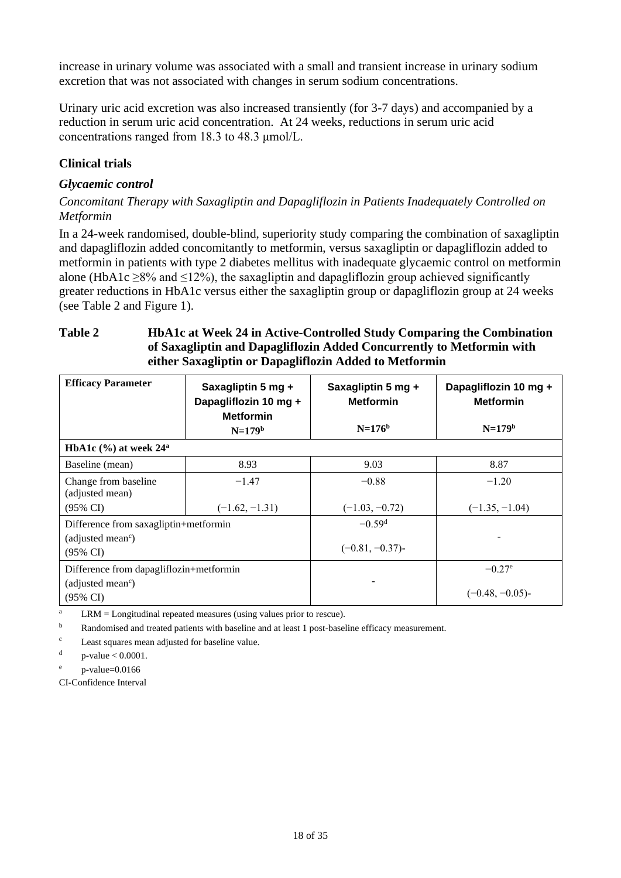increase in urinary volume was associated with a small and transient increase in urinary sodium excretion that was not associated with changes in serum sodium concentrations.

Urinary uric acid excretion was also increased transiently (for 3-7 days) and accompanied by a reduction in serum uric acid concentration. At 24 weeks, reductions in serum uric acid concentrations ranged from 18.3 to 48.3 μmol/L.

### Clinical trials

#### *Glycaemic control*

*Concomitant Therapy with Saxagliptin and Dapagliflozin in Patients Inadequately Controlled on Metformin*

In a 24-week randomised, double-blind, superiority study comparing the combination of saxagliptin and dapagliflozin added concomitantly to metformin, versus saxagliptin or dapagliflozin added to metformin in patients with type 2 diabetes mellitus with inadequate glycaemic control on metformin alone (HbA1c ≥8% and ≤12%), the saxagliptin and dapagliflozin group achieved significantly greater reductions in HbA1c versus either the saxagliptin group or dapagliflozin group at 24 weeks (see Table 2 and Figure 1).

**Table 2 HbA1c at Week 24 in Active-Controlled Study Comparing the Combination of Saxagliptin and Dapagliflozin Added Concurrently to Metformin with either Saxagliptin or Dapagliflozin Added to Metformin**

| Efficacy Parameter | Saxagliptin 5 mg + Dapagliflozin 10 mg + Metformin N=179[b] | Saxagliptin 5 mg + Metformin N=176[b] | Dapagliflozin 10 mg + Metformin N=179[b] |
|---|---|---|---|
| **HbA1c (%) at week 24[a]** | | | |
| Baseline (mean) | 8.93 | 9.03 | 8.87 |
| Change from baseline (adjusted mean) (95% CI) | −1.47 (−1.62, −1.31) | −0.88 (−1.03, −0.72) | −1.20 (−1.35, −1.04) |
| Difference from saxagliptin+metformin (adjusted mean[c]) (95% CI) | | −0.59[d] (−0.81, −0.37)- | - |
| Difference from dapagliflozin+metformin (adjusted mean[c]) (95% CI) | | - | −0.27[e] (−0.48, −0.05)- |

[a] LRM = Longitudinal repeated measures (using values prior to rescue).

[b] Randomised and treated patients with baseline and at least 1 post-baseline efficacy measurement.

[c] Least squares mean adjusted for baseline value.

[d] p-value < 0.0001.

[e] p-value=0.0166

CI-Confidence Interval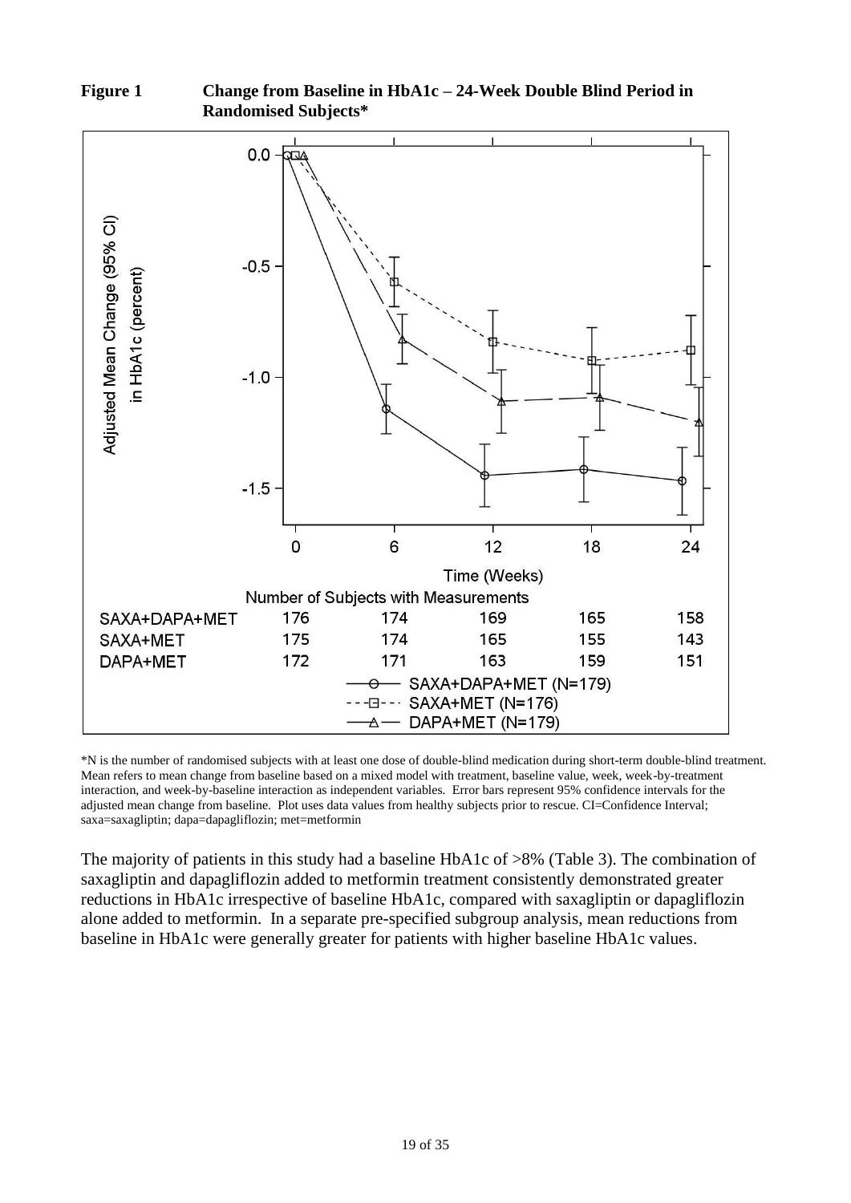**Figure 1 Change from Baseline in HbA1c – 24-Week Double Blind Period in Randomised Subjects***

| Number of Subjects with Measurements | 0 | 6 | 12 | 18 | 24 |
|---|---|---|---|---|---|
| SAXA+DAPA+MET | 176 | 174 | 169 | 165 | 158 |
| SAXA+MET | 175 | 174 | 165 | 155 | 143 |
| DAPA+MET | 172 | 171 | 163 | 159 | 151 |

*N is the number of randomised subjects with at least one dose of double-blind medication during short-term double-blind treatment. Mean refers to mean change from baseline based on a mixed model with treatment, baseline value, week, week-by-treatment interaction, and week-by-baseline interaction as independent variables. Error bars represent 95% confidence intervals for the adjusted mean change from baseline. Plot uses data values from healthy subjects prior to rescue. CI=Confidence Interval; saxa=saxagliptin; dapa=dapagliflozin; met=metformin

The majority of patients in this study had a baseline HbA1c of >8% (Table 3). The combination of saxagliptin and dapagliflozin added to metformin treatment consistently demonstrated greater reductions in HbA1c irrespective of baseline HbA1c, compared with saxagliptin or dapagliflozin alone added to metformin. In a separate pre-specified subgroup analysis, mean reductions from baseline in HbA1c were generally greater for patients with higher baseline HbA1c values.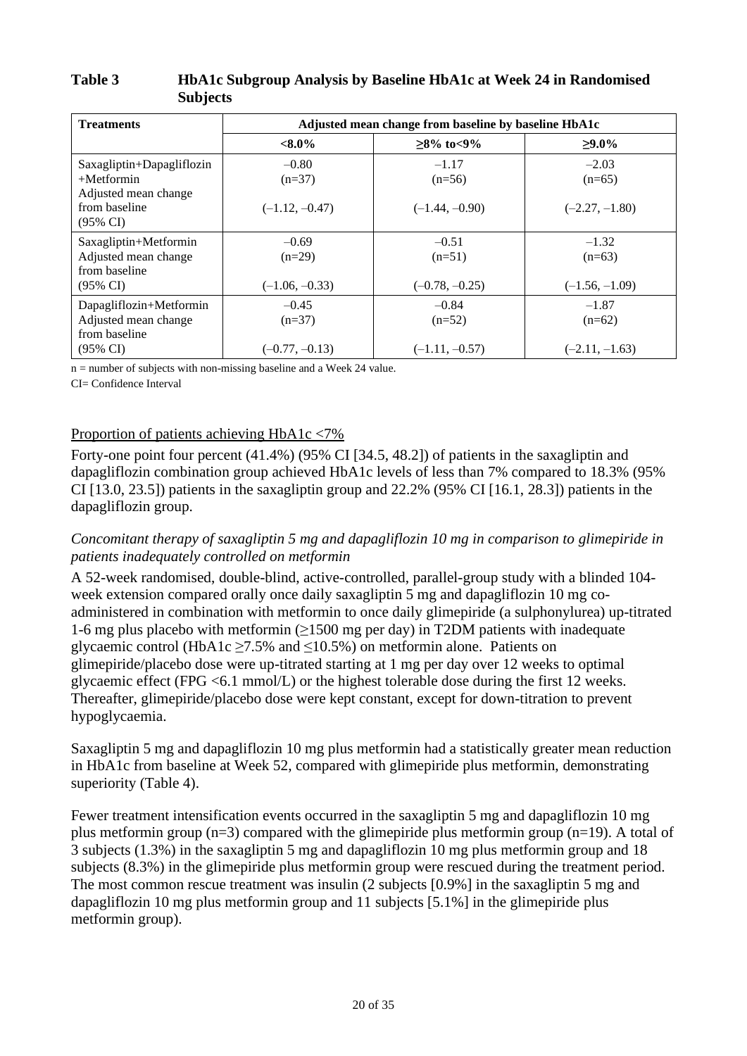**Table 3 HbA1c Subgroup Analysis by Baseline HbA1c at Week 24 in Randomised Subjects**

| Treatments | Adjusted mean change from baseline by baseline HbA1c | | |
|---|---|---|---|
| | **<8.0%** | **≥8% to<9%** | **≥9.0%** |
| Saxagliptin+Dapagliflozin +Metformin<br>Adjusted mean change from baseline<br>(95% CI) | –0.80<br>(n=37)<br>(–1.12, –0.47) | –1.17<br>(n=56)<br>(–1.44, –0.90) | –2.03<br>(n=65)<br>(–2.27, –1.80) |
| Saxagliptin+Metformin<br>Adjusted mean change from baseline<br>(95% CI) | –0.69<br>(n=29)<br>(–1.06, –0.33) | –0.51<br>(n=51)<br>(–0.78, –0.25) | –1.32<br>(n=63)<br>(–1.56, –1.09) |
| Dapagliflozin+Metformin<br>Adjusted mean change from baseline<br>(95% CI) | –0.45<br>(n=37)<br>(–0.77, –0.13) | –0.84<br>(n=52)<br>(–1.11, –0.57) | –1.87<br>(n=62)<br>(–2.11, –1.63) |

n = number of subjects with non-missing baseline and a Week 24 value.

CI= Confidence Interval

Proportion of patients achieving HbA1c <7%

Forty-one point four percent (41.4%) (95% CI [34.5, 48.2]) of patients in the saxagliptin and dapagliflozin combination group achieved HbA1c levels of less than 7% compared to 18.3% (95% CI [13.0, 23.5]) patients in the saxagliptin group and 22.2% (95% CI [16.1, 28.3]) patients in the dapagliflozin group.

*Concomitant therapy of saxagliptin 5 mg and dapagliflozin 10 mg in comparison to glimepiride in patients inadequately controlled on metformin*

A 52-week randomised, double-blind, active-controlled, parallel-group study with a blinded 104-week extension compared orally once daily saxagliptin 5 mg and dapagliflozin 10 mg co-administered in combination with metformin to once daily glimepiride (a sulphonylurea) up-titrated 1-6 mg plus placebo with metformin (≥1500 mg per day) in T2DM patients with inadequate glycaemic control (HbA1c ≥7.5% and ≤10.5%) on metformin alone. Patients on glimepiride/placebo dose were up-titrated starting at 1 mg per day over 12 weeks to optimal glycaemic effect (FPG <6.1 mmol/L) or the highest tolerable dose during the first 12 weeks. Thereafter, glimepiride/placebo dose were kept constant, except for down-titration to prevent hypoglycaemia.

Saxagliptin 5 mg and dapagliflozin 10 mg plus metformin had a statistically greater mean reduction in HbA1c from baseline at Week 52, compared with glimepiride plus metformin, demonstrating superiority (Table 4).

Fewer treatment intensification events occurred in the saxagliptin 5 mg and dapagliflozin 10 mg plus metformin group (n=3) compared with the glimepiride plus metformin group (n=19). A total of 3 subjects (1.3%) in the saxagliptin 5 mg and dapagliflozin 10 mg plus metformin group and 18 subjects (8.3%) in the glimepiride plus metformin group were rescued during the treatment period. The most common rescue treatment was insulin (2 subjects [0.9%] in the saxagliptin 5 mg and dapagliflozin 10 mg plus metformin group and 11 subjects [5.1%] in the glimepiride plus metformin group).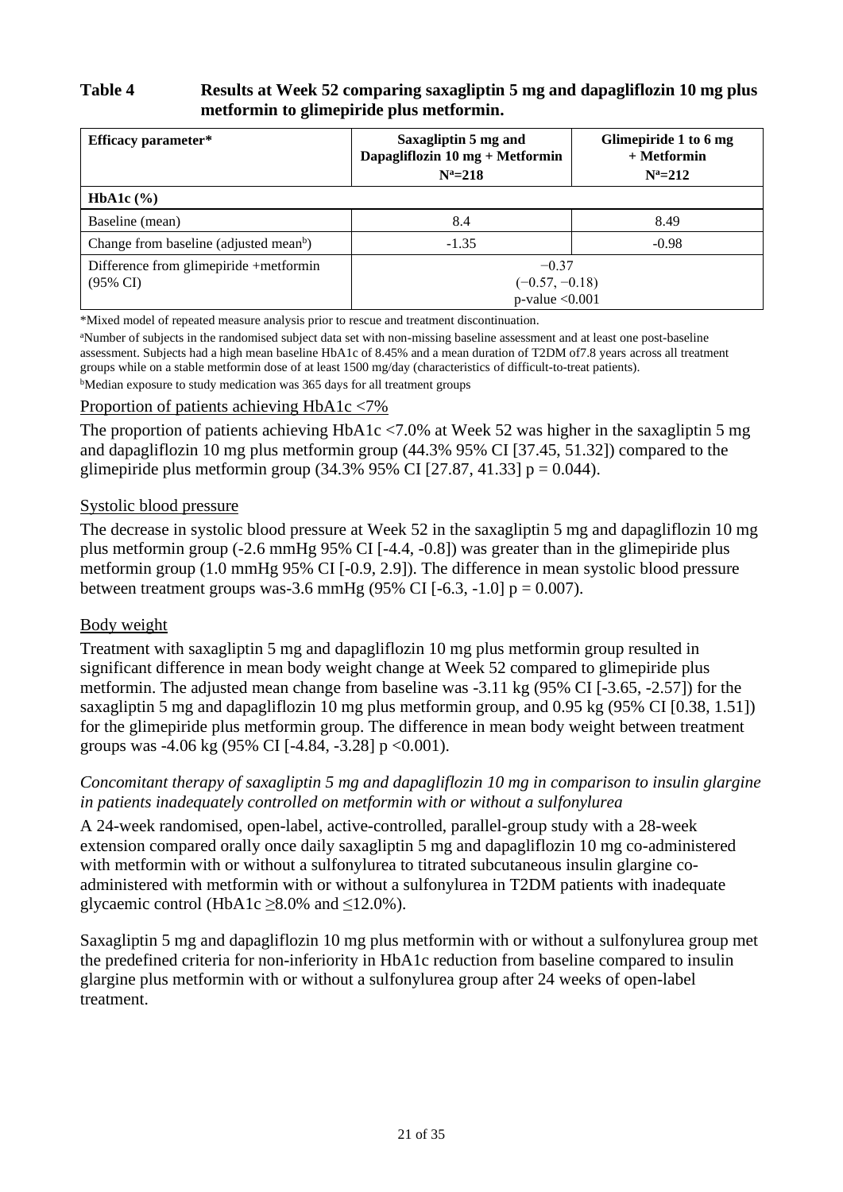**Table 4 Results at Week 52 comparing saxagliptin 5 mg and dapagliflozin 10 mg plus metformin to glimepiride plus metformin.**

| Efficacy parameter* | Saxagliptin 5 mg and Dapagliflozin 10 mg + Metformin N[a]=218 | Glimepiride 1 to 6 mg + Metformin N[a]=212 |
|---|---|---|
| **HbA1c (%)** | | |
| Baseline (mean) | 8.4 | 8.49 |
| Change from baseline (adjusted mean[b]) | -1.35 | -0.98 |
| Difference from glimepiride +metformin (95% CI) | −0.37 (−0.57, −0.18) p-value <0.001 | |

*Mixed model of repeated measure analysis prior to rescue and treatment discontinuation.

[a]Number of subjects in the randomised subject data set with non-missing baseline assessment and at least one post-baseline assessment. Subjects had a high mean baseline HbA1c of 8.45% and a mean duration of T2DM of7.8 years across all treatment groups while on a stable metformin dose of at least 1500 mg/day (characteristics of difficult-to-treat patients).

[b]Median exposure to study medication was 365 days for all treatment groups

Proportion of patients achieving HbA1c <7%

The proportion of patients achieving HbA1c <7.0% at Week 52 was higher in the saxagliptin 5 mg and dapagliflozin 10 mg plus metformin group (44.3% 95% CI [37.45, 51.32]) compared to the glimepiride plus metformin group (34.3% 95% CI [27.87, 41.33] p = 0.044).

Systolic blood pressure

The decrease in systolic blood pressure at Week 52 in the saxagliptin 5 mg and dapagliflozin 10 mg plus metformin group (-2.6 mmHg 95% CI [-4.4, -0.8]) was greater than in the glimepiride plus metformin group (1.0 mmHg 95% CI [-0.9, 2.9]). The difference in mean systolic blood pressure between treatment groups was-3.6 mmHg (95% CI [-6.3, -1.0] p = 0.007).

Body weight

Treatment with saxagliptin 5 mg and dapagliflozin 10 mg plus metformin group resulted in significant difference in mean body weight change at Week 52 compared to glimepiride plus metformin. The adjusted mean change from baseline was -3.11 kg (95% CI [-3.65, -2.57]) for the saxagliptin 5 mg and dapagliflozin 10 mg plus metformin group, and 0.95 kg (95% CI [0.38, 1.51]) for the glimepiride plus metformin group. The difference in mean body weight between treatment groups was -4.06 kg (95% CI [-4.84, -3.28] p <0.001).

*Concomitant therapy of saxagliptin 5 mg and dapagliflozin 10 mg in comparison to insulin glargine in patients inadequately controlled on metformin with or without a sulfonylurea*

A 24-week randomised, open-label, active-controlled, parallel-group study with a 28-week extension compared orally once daily saxagliptin 5 mg and dapagliflozin 10 mg co-administered with metformin with or without a sulfonylurea to titrated subcutaneous insulin glargine co-administered with metformin with or without a sulfonylurea in T2DM patients with inadequate glycaemic control (HbA1c ≥8.0% and ≤12.0%).

Saxagliptin 5 mg and dapagliflozin 10 mg plus metformin with or without a sulfonylurea group met the predefined criteria for non-inferiority in HbA1c reduction from baseline compared to insulin glargine plus metformin with or without a sulfonylurea group after 24 weeks of open-label treatment.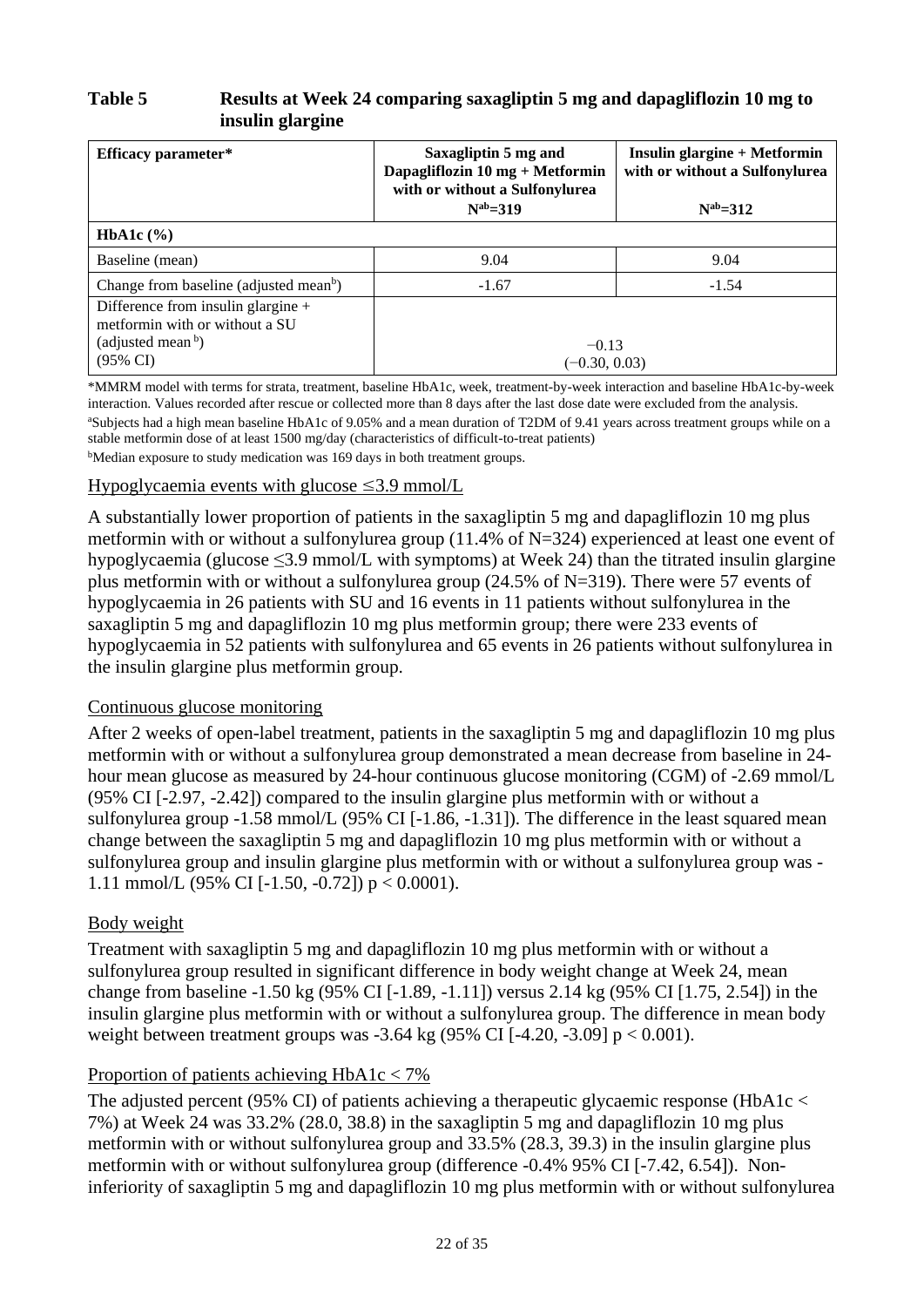**Table 5 Results at Week 24 comparing saxagliptin 5 mg and dapagliflozin 10 mg to insulin glargine**

| Efficacy parameter* | Saxagliptin 5 mg and Dapagliflozin 10 mg + Metformin with or without a Sulfonylurea N[ab]=319 | Insulin glargine + Metformin with or without a Sulfonylurea N[ab]=312 |
|---|---|---|
| **HbA1c (%)** | | |
| Baseline (mean) | 9.04 | 9.04 |
| Change from baseline (adjusted mean[b]) | -1.67 | -1.54 |
| Difference from insulin glargine + metformin with or without a SU (adjusted mean [b]) (95% CI) | −0.13 (−0.30, 0.03) | |

*MMRM model with terms for strata, treatment, baseline HbA1c, week, treatment-by-week interaction and baseline HbA1c-by-week interaction. Values recorded after rescue or collected more than 8 days after the last dose date were excluded from the analysis.
[a]Subjects had a high mean baseline HbA1c of 9.05% and a mean duration of T2DM of 9.41 years across treatment groups while on a stable metformin dose of at least 1500 mg/day (characteristics of difficult-to-treat patients)
[b]Median exposure to study medication was 169 days in both treatment groups.

Hypoglycaemia events with glucose ≤3.9 mmol/L

A substantially lower proportion of patients in the saxagliptin 5 mg and dapagliflozin 10 mg plus metformin with or without a sulfonylurea group (11.4% of N=324) experienced at least one event of hypoglycaemia (glucose ≤3.9 mmol/L with symptoms) at Week 24) than the titrated insulin glargine plus metformin with or without a sulfonylurea group (24.5% of N=319). There were 57 events of hypoglycaemia in 26 patients with SU and 16 events in 11 patients without sulfonylurea in the saxagliptin 5 mg and dapagliflozin 10 mg plus metformin group; there were 233 events of hypoglycaemia in 52 patients with sulfonylurea and 65 events in 26 patients without sulfonylurea in the insulin glargine plus metformin group.

Continuous glucose monitoring

After 2 weeks of open-label treatment, patients in the saxagliptin 5 mg and dapagliflozin 10 mg plus metformin with or without a sulfonylurea group demonstrated a mean decrease from baseline in 24-hour mean glucose as measured by 24-hour continuous glucose monitoring (CGM) of -2.69 mmol/L (95% CI [-2.97, -2.42]) compared to the insulin glargine plus metformin with or without a sulfonylurea group -1.58 mmol/L (95% CI [-1.86, -1.31]). The difference in the least squared mean change between the saxagliptin 5 mg and dapagliflozin 10 mg plus metformin with or without a sulfonylurea group and insulin glargine plus metformin with or without a sulfonylurea group was -1.11 mmol/L (95% CI [-1.50, -0.72]) $p < 0.0001$).

Body weight

Treatment with saxagliptin 5 mg and dapagliflozin 10 mg plus metformin with or without a sulfonylurea group resulted in significant difference in body weight change at Week 24, mean change from baseline -1.50 kg (95% CI [-1.89, -1.11]) versus 2.14 kg (95% CI [1.75, 2.54]) in the insulin glargine plus metformin with or without a sulfonylurea group. The difference in mean body weight between treatment groups was -3.64 kg (95% CI [-4.20, -3.09] $p < 0.001$).

Proportion of patients achieving HbA1c < 7%

The adjusted percent (95% CI) of patients achieving a therapeutic glycaemic response (HbA1c < 7%) at Week 24 was 33.2% (28.0, 38.8) in the saxagliptin 5 mg and dapagliflozin 10 mg plus metformin with or without sulfonylurea group and 33.5% (28.3, 39.3) in the insulin glargine plus metformin with or without sulfonylurea group (difference -0.4% 95% CI [-7.42, 6.54]). Non-inferiority of saxagliptin 5 mg and dapagliflozin 10 mg plus metformin with or without sulfonylurea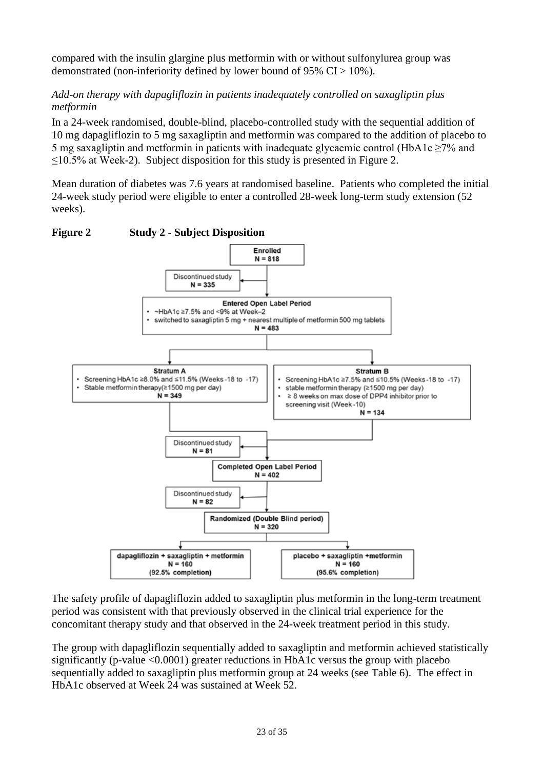compared with the insulin glargine plus metformin with or without sulfonylurea group was demonstrated (non-inferiority defined by lower bound of 95% CI > 10%).

*Add-on therapy with dapagliflozin in patients inadequately controlled on saxagliptin plus metformin*

In a 24-week randomised, double-blind, placebo-controlled study with the sequential addition of 10 mg dapagliflozin to 5 mg saxagliptin and metformin was compared to the addition of placebo to 5 mg saxagliptin and metformin in patients with inadequate glycaemic control (HbA1c ≥7% and ≤10.5% at Week-2). Subject disposition for this study is presented in Figure 2.

Mean duration of diabetes was 7.6 years at randomised baseline. Patients who completed the initial 24-week study period were eligible to enter a controlled 28-week long-term study extension (52 weeks).

**Figure 2 Study 2 - Subject Disposition**

- Enrolled N = 818
  - Discontinued study N = 335
- Entered Open Label Period
  - ~HbA1c ≥7.5% and <9% at Week–2
  - switched to saxagliptin 5 mg + nearest multiple of metformin 500 mg tablets
  - N = 483
- Stratum A
  - Screening HbA1c ≥8.0% and ≤11.5% (Weeks -18 to -17)
  - Stable metformin therapy(≥1500 mg per day)
  - N = 349
- Stratum B
  - Screening HbA1c ≥7.5% and ≤10.5% (Weeks -18 to -17)
  - stable metformin therapy (≥1500 mg per day)
  - ≥ 8 weeks on max dose of DPP4 inhibitor prior to screening visit (Week -10)
  - N = 134
- Discontinued study N = 81
- Completed Open Label Period N = 402
- Discontinued study N = 82
- Randomized (Double Blind period) N = 320
  - dapagliflozin + saxagliptin + metformin N = 160 (92.5% completion)
  - placebo + saxagliptin +metformin N = 160 (95.6% completion)

The safety profile of dapagliflozin added to saxagliptin plus metformin in the long-term treatment period was consistent with that previously observed in the clinical trial experience for the concomitant therapy study and that observed in the 24-week treatment period in this study.

The group with dapagliflozin sequentially added to saxagliptin and metformin achieved statistically significantly (p-value <0.0001) greater reductions in HbA1c versus the group with placebo sequentially added to saxagliptin plus metformin group at 24 weeks (see Table 6). The effect in HbA1c observed at Week 24 was sustained at Week 52.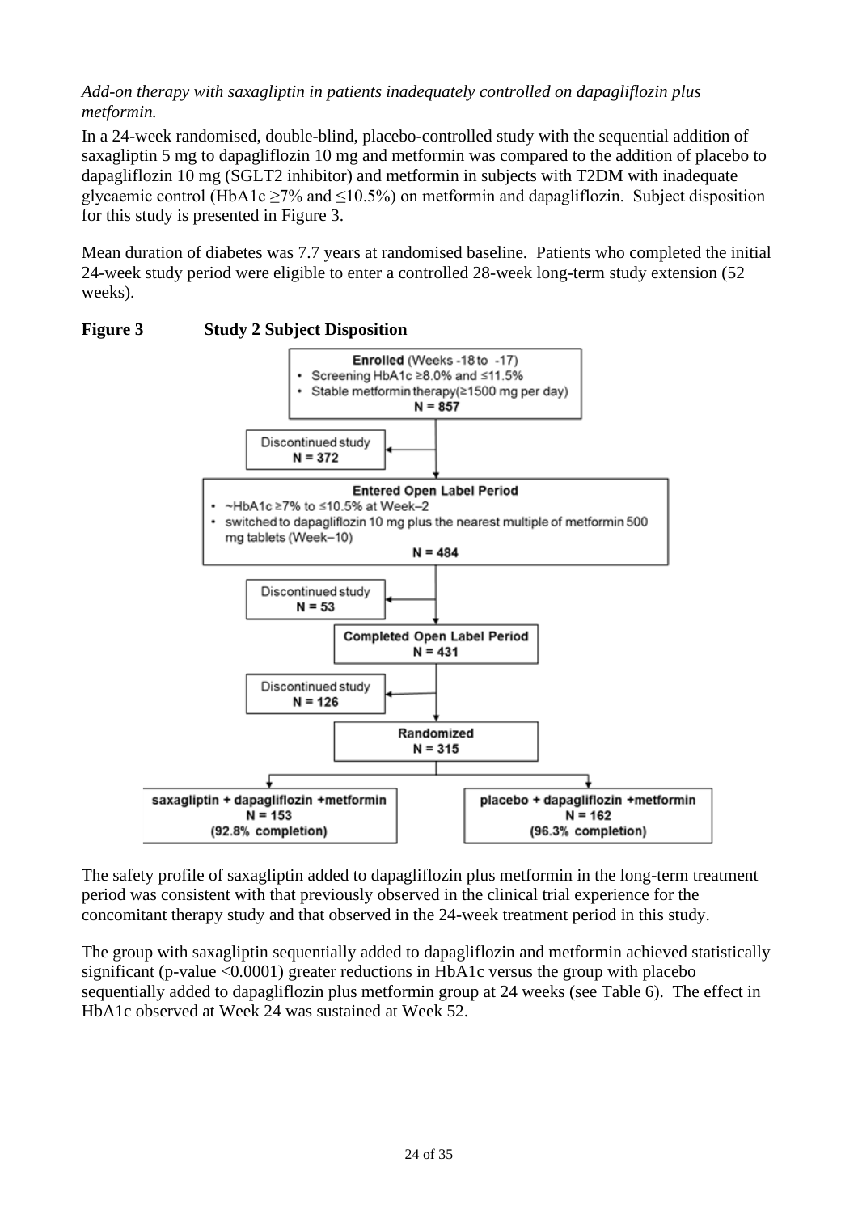*Add-on therapy with saxagliptin in patients inadequately controlled on dapagliflozin plus metformin.*

In a 24-week randomised, double-blind, placebo-controlled study with the sequential addition of saxagliptin 5 mg to dapagliflozin 10 mg and metformin was compared to the addition of placebo to dapagliflozin 10 mg (SGLT2 inhibitor) and metformin in subjects with T2DM with inadequate glycaemic control (HbA1c ≥7% and ≤10.5%) on metformin and dapagliflozin. Subject disposition for this study is presented in Figure 3.

Mean duration of diabetes was 7.7 years at randomised baseline. Patients who completed the initial 24-week study period were eligible to enter a controlled 28-week long-term study extension (52 weeks).

**Figure 3 Study 2 Subject Disposition**

**Enrolled** (Weeks -18 to -17)
- Screening HbA1c ≥8.0% and ≤11.5%
- Stable metformin therapy(≥1500 mg per day)

**N = 857**

→ Discontinued study **N = 372**

**Entered Open Label Period**
- ~HbA1c ≥7% to ≤10.5% at Week–2
- switched to dapagliflozin 10 mg plus the nearest multiple of metformin 500 mg tablets (Week–10)

**N = 484**

→ Discontinued study **N = 53**

**Completed Open Label Period N = 431**

→ Discontinued study **N = 126**

**Randomized N = 315**

- **saxagliptin + dapagliflozin +metformin N = 153 (92.8% completion)**
- **placebo + dapagliflozin +metformin N = 162 (96.3% completion)**

The safety profile of saxagliptin added to dapagliflozin plus metformin in the long-term treatment period was consistent with that previously observed in the clinical trial experience for the concomitant therapy study and that observed in the 24-week treatment period in this study.

The group with saxagliptin sequentially added to dapagliflozin and metformin achieved statistically significant (p-value <0.0001) greater reductions in HbA1c versus the group with placebo sequentially added to dapagliflozin plus metformin group at 24 weeks (see Table 6). The effect in HbA1c observed at Week 24 was sustained at Week 52.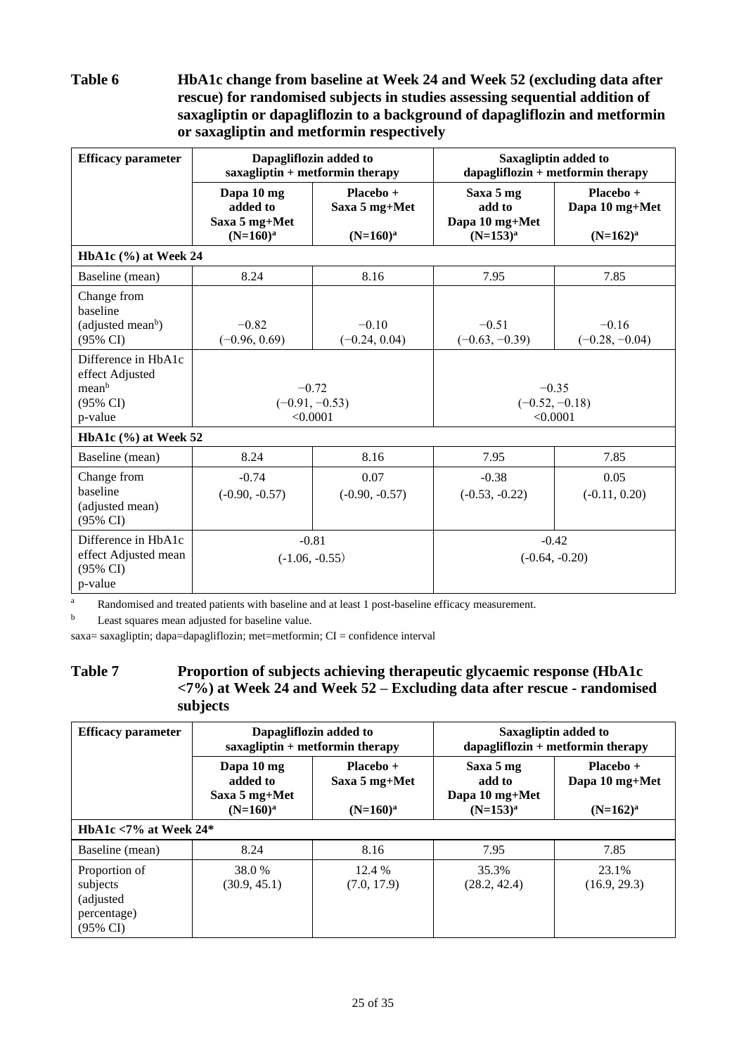**Table 6 HbA1c change from baseline at Week 24 and Week 52 (excluding data after rescue) for randomised subjects in studies assessing sequential addition of saxagliptin or dapagliflozin to a background of dapagliflozin and metformin or saxagliptin and metformin respectively**

| Efficacy parameter | Dapagliflozin added to saxagliptin + metformin therapy | | Saxagliptin added to dapagliflozin + metformin therapy | |
|---|---|---|---|---|
| | Dapa 10 mg added to Saxa 5 mg+Met (N=160)[a] | Placebo + Saxa 5 mg+Met (N=160)[a] | Saxa 5 mg add to Dapa 10 mg+Met (N=153)[a] | Placebo + Dapa 10 mg+Met (N=162)[a] |
| **HbA1c (%) at Week 24** | | | | |
| Baseline (mean) | 8.24 | 8.16 | 7.95 | 7.85 |
| Change from baseline (adjusted mean[b]) (95% CI) | −0.82 (−0.96, 0.69) | −0.10 (−0.24, 0.04) | −0.51 (−0.63, −0.39) | −0.16 (−0.28, −0.04) |
| Difference in HbA1c effect Adjusted mean[b] (95% CI) p-value | −0.72 (−0.91, −0.53) <0.0001 | | −0.35 (−0.52, −0.18) <0.0001 | |
| **HbA1c (%) at Week 52** | | | | |
| Baseline (mean) | 8.24 | 8.16 | 7.95 | 7.85 |
| Change from baseline (adjusted mean) (95% CI) | -0.74 (-0.90, -0.57) | 0.07 (-0.90, -0.57) | -0.38 (-0.53, -0.22) | 0.05 (-0.11, 0.20) |
| Difference in HbA1c effect Adjusted mean (95% CI) p-value | -0.81 (-1.06, -0.55) | | -0.42 (-0.64, -0.20) | |

[a] Randomised and treated patients with baseline and at least 1 post-baseline efficacy measurement.

[b] Least squares mean adjusted for baseline value.

saxa= saxagliptin; dapa=dapagliflozin; met=metformin; CI = confidence interval

**Table 7 Proportion of subjects achieving therapeutic glycaemic response (HbA1c <7%) at Week 24 and Week 52 – Excluding data after rescue - randomised subjects**

| Efficacy parameter | Dapagliflozin added to saxagliptin + metformin therapy | | Saxagliptin added to dapagliflozin + metformin therapy | |
|---|---|---|---|---|
| | Dapa 10 mg added to Saxa 5 mg+Met (N=160)[a] | Placebo + Saxa 5 mg+Met (N=160)[a] | Saxa 5 mg add to Dapa 10 mg+Met (N=153)[a] | Placebo + Dapa 10 mg+Met (N=162)[a] |
| **HbA1c <7% at Week 24*** | | | | |
| Baseline (mean) | 8.24 | 8.16 | 7.95 | 7.85 |
| Proportion of subjects (adjusted percentage) (95% CI) | 38.0 % (30.9, 45.1) | 12.4 % (7.0, 17.9) | 35.3% (28.2, 42.4) | 23.1% (16.9, 29.3) |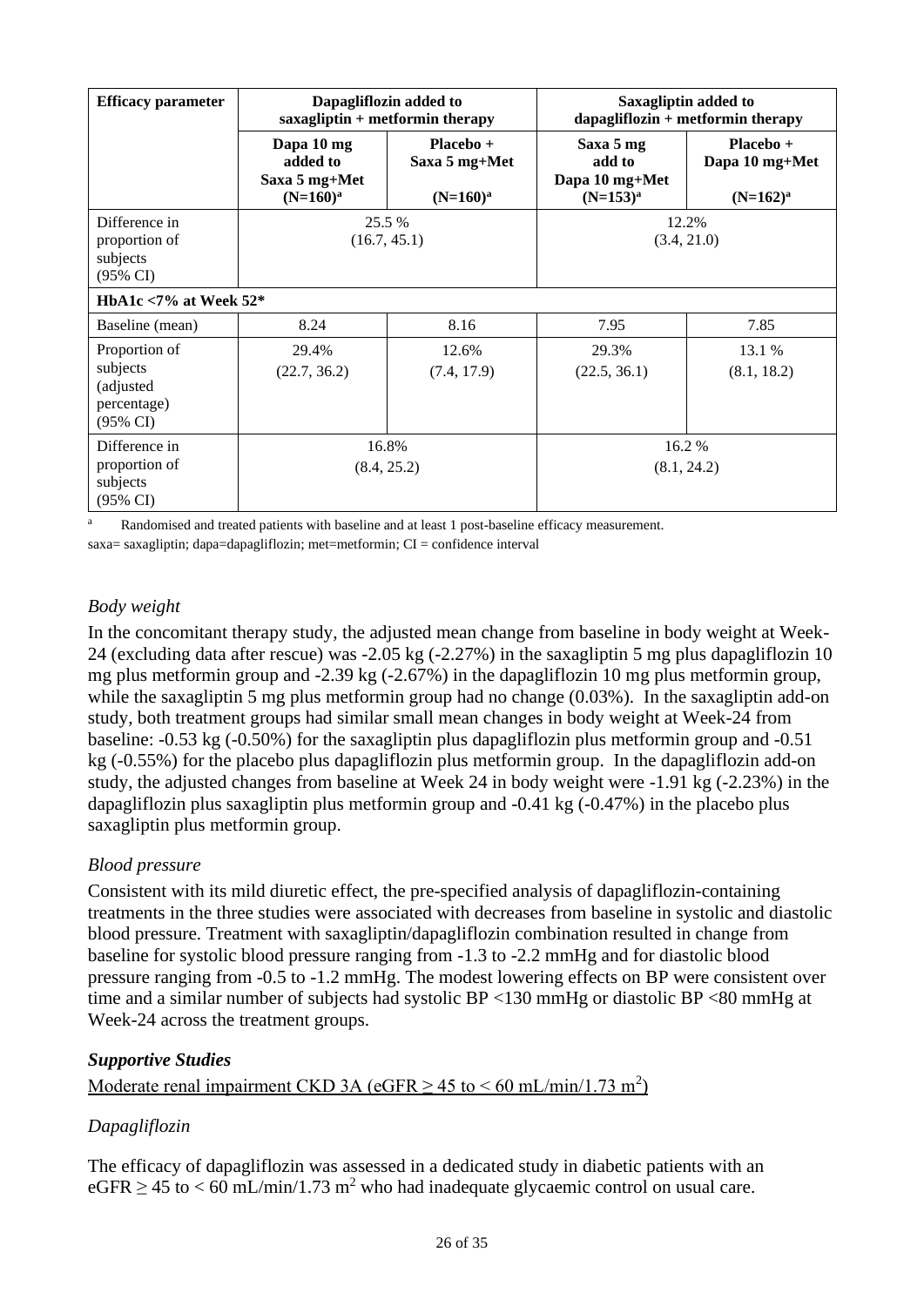| Efficacy parameter | Dapagliflozin added to saxagliptin + metformin therapy | | Saxagliptin added to dapagliflozin + metformin therapy | |
|---|---|---|---|---|
| | Dapa 10 mg added to Saxa 5 mg+Met (N=160)[a] | Placebo + Saxa 5 mg+Met (N=160)[a] | Saxa 5 mg add to Dapa 10 mg+Met (N=153)[a] | Placebo + Dapa 10 mg+Met (N=162)[a] |
| Difference in proportion of subjects (95% CI) | 25.5 % (16.7, 45.1) | | 12.2% (3.4, 21.0) | |
| **HbA1c <7% at Week 52*** | | | | |
| Baseline (mean) | 8.24 | 8.16 | 7.95 | 7.85 |
| Proportion of subjects (adjusted percentage) (95% CI) | 29.4% (22.7, 36.2) | 12.6% (7.4, 17.9) | 29.3% (22.5, 36.1) | 13.1 % (8.1, 18.2) |
| Difference in proportion of subjects (95% CI) | 16.8% (8.4, 25.2) | | 16.2 % (8.1, 24.2) | |

[a] Randomised and treated patients with baseline and at least 1 post-baseline efficacy measurement.

saxa= saxagliptin; dapa=dapagliflozin; met=metformin; CI = confidence interval

*Body weight*

In the concomitant therapy study, the adjusted mean change from baseline in body weight at Week-24 (excluding data after rescue) was -2.05 kg (-2.27%) in the saxagliptin 5 mg plus dapagliflozin 10 mg plus metformin group and -2.39 kg (-2.67%) in the dapagliflozin 10 mg plus metformin group, while the saxagliptin 5 mg plus metformin group had no change (0.03%). In the saxagliptin add-on study, both treatment groups had similar small mean changes in body weight at Week-24 from baseline: -0.53 kg (-0.50%) for the saxagliptin plus dapagliflozin plus metformin group and -0.51 kg (-0.55%) for the placebo plus dapagliflozin plus metformin group. In the dapagliflozin add-on study, the adjusted changes from baseline at Week 24 in body weight were -1.91 kg (-2.23%) in the dapagliflozin plus saxagliptin plus metformin group and -0.41 kg (-0.47%) in the placebo plus saxagliptin plus metformin group.

*Blood pressure*

Consistent with its mild diuretic effect, the pre-specified analysis of dapagliflozin-containing treatments in the three studies were associated with decreases from baseline in systolic and diastolic blood pressure. Treatment with saxagliptin/dapagliflozin combination resulted in change from baseline for systolic blood pressure ranging from -1.3 to -2.2 mmHg and for diastolic blood pressure ranging from -0.5 to -1.2 mmHg. The modest lowering effects on BP were consistent over time and a similar number of subjects had systolic BP <130 mmHg or diastolic BP <80 mmHg at Week-24 across the treatment groups.

***Supportive Studies***

Moderate renal impairment CKD 3A (eGFR $\geq$ 45 to < 60 mL/min/1.73 $m^2$)

*Dapagliflozin*

The efficacy of dapagliflozin was assessed in a dedicated study in diabetic patients with an eGFR $\geq$ 45 to < 60 mL/min/1.73 $m^2$ who had inadequate glycaemic control on usual care.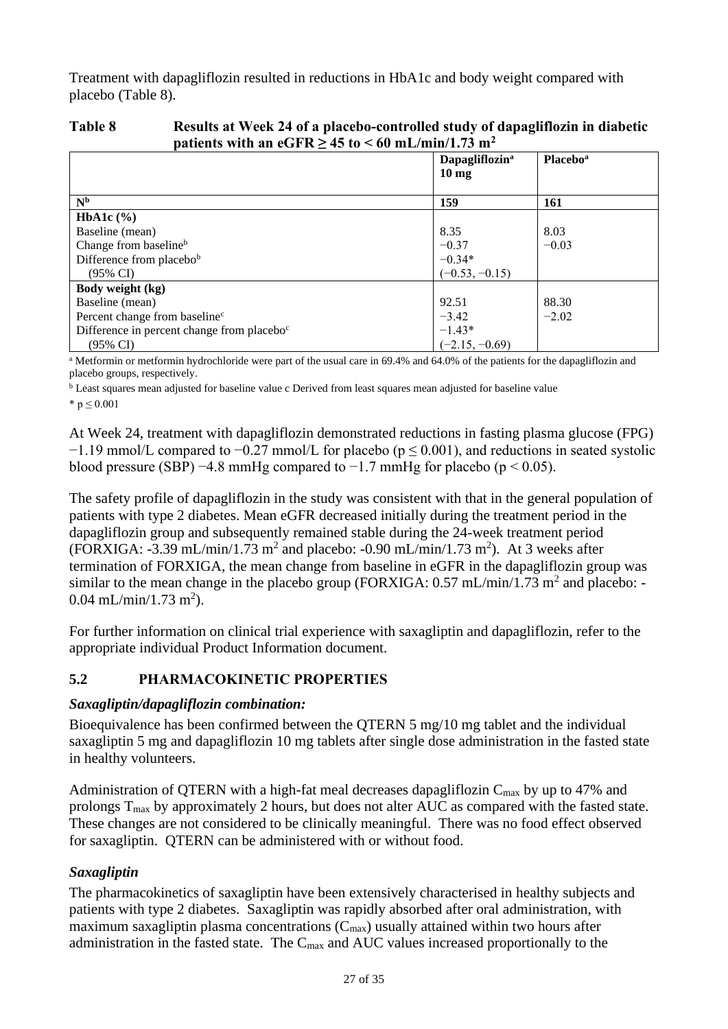Treatment with dapagliflozin resulted in reductions in HbA1c and body weight compared with placebo (Table 8).

**Table 8 Results at Week 24 of a placebo-controlled study of dapagliflozin in diabetic patients with an eGFR ≥ 45 to < 60 mL/min/1.73 m²**

| | **Dapagliflozin[a] 10 mg** | **Placebo[a]** |
|---|---|---|
| **N[b]** | **159** | **161** |
| **HbA1c (%)** | | |
| Baseline (mean) | 8.35 | 8.03 |
| Change from baseline[b] | −0.37 | −0.03 |
| Difference from placebo[b] | −0.34* | |
| (95% CI) | (−0.53, −0.15) | |
| **Body weight (kg)** | | |
| Baseline (mean) | 92.51 | 88.30 |
| Percent change from baseline[c] | −3.42 | −2.02 |
| Difference in percent change from placebo[c] | −1.43* | |
| (95% CI) | (−2.15, −0.69) | |

[a] Metformin or metformin hydrochloride were part of the usual care in 69.4% and 64.0% of the patients for the dapagliflozin and placebo groups, respectively.

[b] Least squares mean adjusted for baseline value c Derived from least squares mean adjusted for baseline value

* $p \leq 0.001$

At Week 24, treatment with dapagliflozin demonstrated reductions in fasting plasma glucose (FPG) −1.19 mmol/L compared to −0.27 mmol/L for placebo ($p \leq 0.001$), and reductions in seated systolic blood pressure (SBP) −4.8 mmHg compared to −1.7 mmHg for placebo ($p < 0.05$).

The safety profile of dapagliflozin in the study was consistent with that in the general population of patients with type 2 diabetes. Mean eGFR decreased initially during the treatment period in the dapagliflozin group and subsequently remained stable during the 24-week treatment period (FORXIGA: -3.39 mL/min/1.73 m$^2$ and placebo: -0.90 mL/min/1.73 m$^2$). At 3 weeks after termination of FORXIGA, the mean change from baseline in eGFR in the dapagliflozin group was similar to the mean change in the placebo group (FORXIGA: 0.57 mL/min/1.73 m$^2$ and placebo: -0.04 mL/min/1.73 m$^2$).

For further information on clinical trial experience with saxagliptin and dapagliflozin, refer to the appropriate individual Product Information document.

## 5.2 PHARMACOKINETIC PROPERTIES

### *Saxagliptin/dapagliflozin combination:*

Bioequivalence has been confirmed between the QTERN 5 mg/10 mg tablet and the individual saxagliptin 5 mg and dapagliflozin 10 mg tablets after single dose administration in the fasted state in healthy volunteers.

Administration of QTERN with a high-fat meal decreases dapagliflozin $C_{max}$ by up to 47% and prolongs $T_{max}$ by approximately 2 hours, but does not alter AUC as compared with the fasted state. These changes are not considered to be clinically meaningful. There was no food effect observed for saxagliptin. QTERN can be administered with or without food.

### *Saxagliptin*

The pharmacokinetics of saxagliptin have been extensively characterised in healthy subjects and patients with type 2 diabetes. Saxagliptin was rapidly absorbed after oral administration, with maximum saxagliptin plasma concentrations ($C_{max}$) usually attained within two hours after administration in the fasted state. The $C_{max}$ and AUC values increased proportionally to the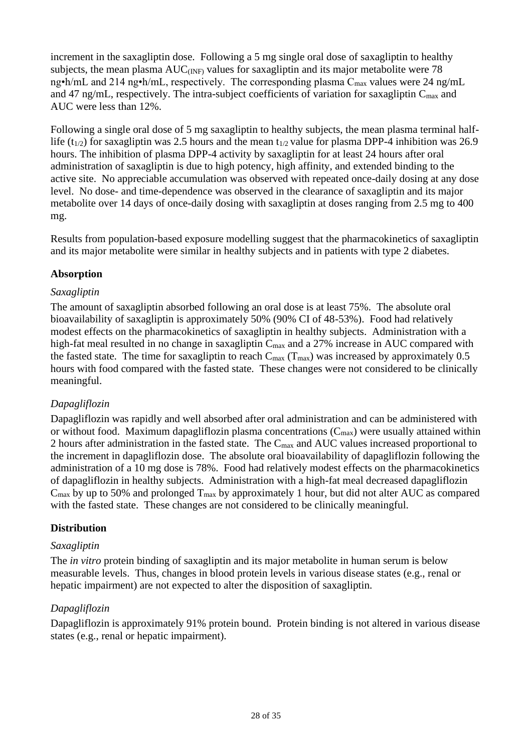increment in the saxagliptin dose. Following a 5 mg single oral dose of saxagliptin to healthy subjects, the mean plasma $AUC_{(INF)}$ values for saxagliptin and its major metabolite were 78 ng•h/mL and 214 ng•h/mL, respectively. The corresponding plasma $C_{max}$ values were 24 ng/mL and 47 ng/mL, respectively. The intra-subject coefficients of variation for saxagliptin $C_{max}$ and AUC were less than 12%.

Following a single oral dose of 5 mg saxagliptin to healthy subjects, the mean plasma terminal half-life ($t_{1/2}$) for saxagliptin was 2.5 hours and the mean $t_{1/2}$ value for plasma DPP-4 inhibition was 26.9 hours. The inhibition of plasma DPP-4 activity by saxagliptin for at least 24 hours after oral administration of saxagliptin is due to high potency, high affinity, and extended binding to the active site. No appreciable accumulation was observed with repeated once-daily dosing at any dose level. No dose- and time-dependence was observed in the clearance of saxagliptin and its major metabolite over 14 days of once-daily dosing with saxagliptin at doses ranging from 2.5 mg to 400 mg.

Results from population-based exposure modelling suggest that the pharmacokinetics of saxagliptin and its major metabolite were similar in healthy subjects and in patients with type 2 diabetes.

**Absorption**

*Saxagliptin*

The amount of saxagliptin absorbed following an oral dose is at least 75%. The absolute oral bioavailability of saxagliptin is approximately 50% (90% CI of 48-53%). Food had relatively modest effects on the pharmacokinetics of saxagliptin in healthy subjects. Administration with a high-fat meal resulted in no change in saxagliptin $C_{max}$ and a 27% increase in AUC compared with the fasted state. The time for saxagliptin to reach $C_{max}$ ($T_{max}$) was increased by approximately 0.5 hours with food compared with the fasted state. These changes were not considered to be clinically meaningful.

*Dapagliflozin*

Dapagliflozin was rapidly and well absorbed after oral administration and can be administered with or without food. Maximum dapagliflozin plasma concentrations ($C_{max}$) were usually attained within 2 hours after administration in the fasted state. The $C_{max}$ and AUC values increased proportional to the increment in dapagliflozin dose. The absolute oral bioavailability of dapagliflozin following the administration of a 10 mg dose is 78%. Food had relatively modest effects on the pharmacokinetics of dapagliflozin in healthy subjects. Administration with a high-fat meal decreased dapagliflozin $C_{max}$ by up to 50% and prolonged $T_{max}$ by approximately 1 hour, but did not alter AUC as compared with the fasted state. These changes are not considered to be clinically meaningful.

**Distribution**

*Saxagliptin*

The *in vitro* protein binding of saxagliptin and its major metabolite in human serum is below measurable levels. Thus, changes in blood protein levels in various disease states (e.g., renal or hepatic impairment) are not expected to alter the disposition of saxagliptin.

*Dapagliflozin*

Dapagliflozin is approximately 91% protein bound. Protein binding is not altered in various disease states (e.g., renal or hepatic impairment).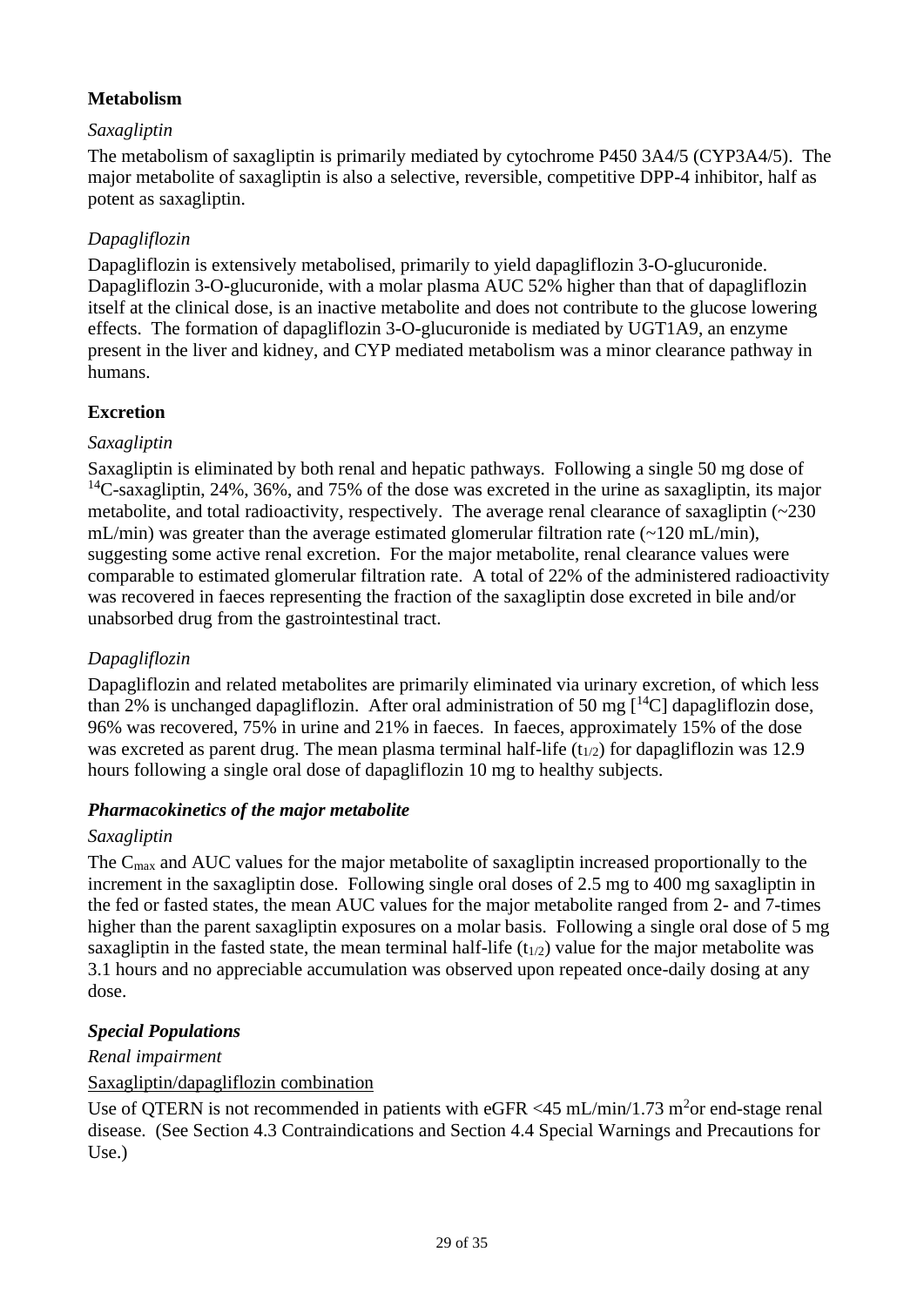### Metabolism

*Saxagliptin*

The metabolism of saxagliptin is primarily mediated by cytochrome P450 3A4/5 (CYP3A4/5). The major metabolite of saxagliptin is also a selective, reversible, competitive DPP-4 inhibitor, half as potent as saxagliptin.

*Dapagliflozin*

Dapagliflozin is extensively metabolised, primarily to yield dapagliflozin 3-O-glucuronide. Dapagliflozin 3-O-glucuronide, with a molar plasma AUC 52% higher than that of dapagliflozin itself at the clinical dose, is an inactive metabolite and does not contribute to the glucose lowering effects. The formation of dapagliflozin 3-O-glucuronide is mediated by UGT1A9, an enzyme present in the liver and kidney, and CYP mediated metabolism was a minor clearance pathway in humans.

### Excretion

*Saxagliptin*

Saxagliptin is eliminated by both renal and hepatic pathways. Following a single 50 mg dose of $^{14}$C-saxagliptin, 24%, 36%, and 75% of the dose was excreted in the urine as saxagliptin, its major metabolite, and total radioactivity, respectively. The average renal clearance of saxagliptin (~230 mL/min) was greater than the average estimated glomerular filtration rate (~120 mL/min), suggesting some active renal excretion. For the major metabolite, renal clearance values were comparable to estimated glomerular filtration rate. A total of 22% of the administered radioactivity was recovered in faeces representing the fraction of the saxagliptin dose excreted in bile and/or unabsorbed drug from the gastrointestinal tract.

*Dapagliflozin*

Dapagliflozin and related metabolites are primarily eliminated via urinary excretion, of which less than 2% is unchanged dapagliflozin. After oral administration of 50 mg [$^{14}$C] dapagliflozin dose, 96% was recovered, 75% in urine and 21% in faeces. In faeces, approximately 15% of the dose was excreted as parent drug. The mean plasma terminal half-life ($t_{1/2}$) for dapagliflozin was 12.9 hours following a single oral dose of dapagliflozin 10 mg to healthy subjects.

### *Pharmacokinetics of the major metabolite*

*Saxagliptin*

The $C_{max}$ and AUC values for the major metabolite of saxagliptin increased proportionally to the increment in the saxagliptin dose. Following single oral doses of 2.5 mg to 400 mg saxagliptin in the fed or fasted states, the mean AUC values for the major metabolite ranged from 2- and 7-times higher than the parent saxagliptin exposures on a molar basis. Following a single oral dose of 5 mg saxagliptin in the fasted state, the mean terminal half-life ($t_{1/2}$) value for the major metabolite was 3.1 hours and no appreciable accumulation was observed upon repeated once-daily dosing at any dose.

### *Special Populations*

*Renal impairment*

Saxagliptin/dapagliflozin combination

Use of QTERN is not recommended in patients with eGFR <45 mL/min/1.73 $m^2$or end-stage renal disease. (See Section 4.3 Contraindications and Section 4.4 Special Warnings and Precautions for Use.)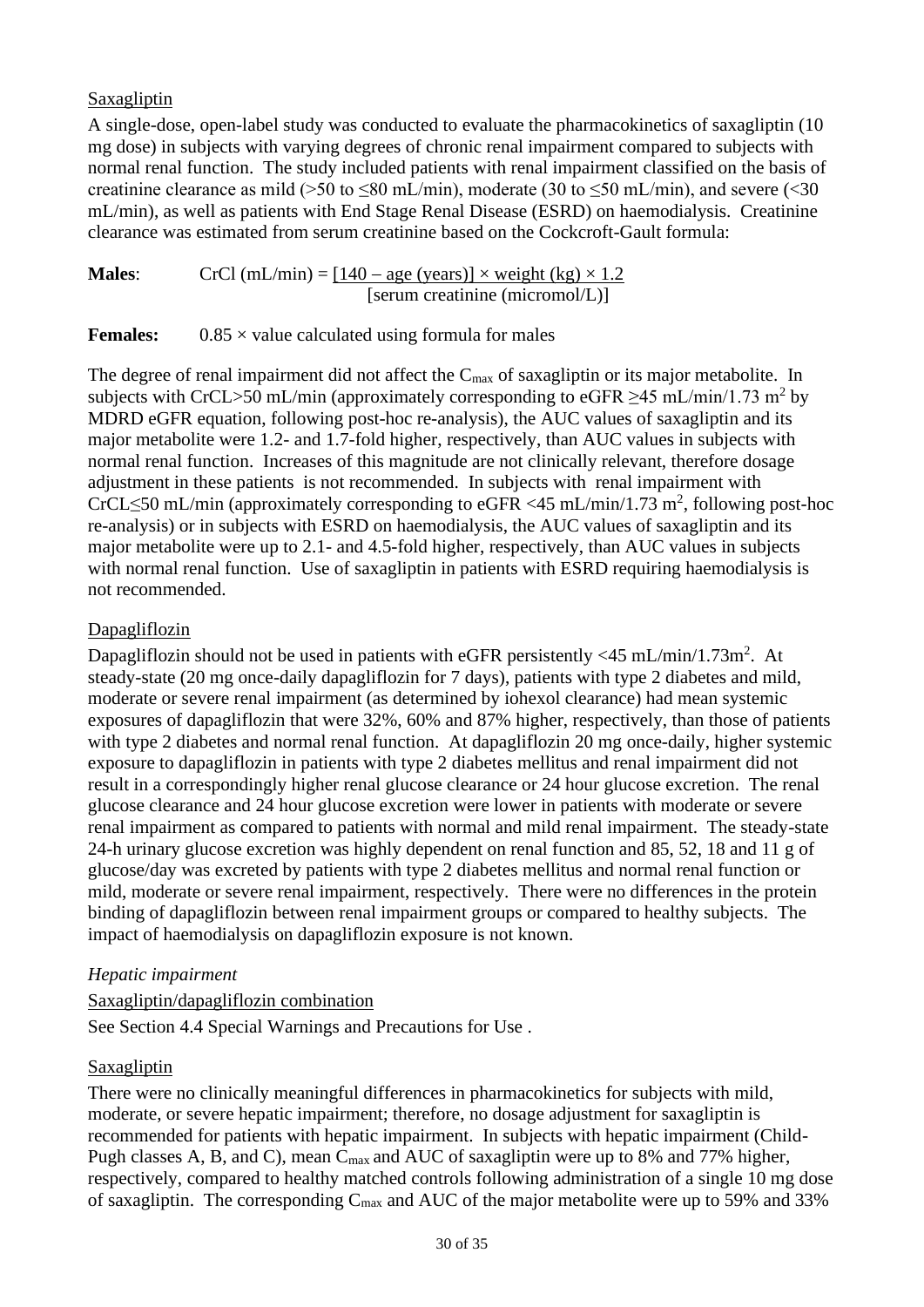Saxagliptin

A single-dose, open-label study was conducted to evaluate the pharmacokinetics of saxagliptin (10 mg dose) in subjects with varying degrees of chronic renal impairment compared to subjects with normal renal function. The study included patients with renal impairment classified on the basis of creatinine clearance as mild (>50 to ≤80 mL/min), moderate (30 to ≤50 mL/min), and severe (<30 mL/min), as well as patients with End Stage Renal Disease (ESRD) on haemodialysis. Creatinine clearance was estimated from serum creatinine based on the Cockcroft-Gault formula:

**Males**: $$\text{CrCl (mL/min)} = \frac{[140 - \text{age (years)}] \times \text{weight (kg)} \times 1.2}{[\text{serum creatinine (micromol/L)}]}$$

**Females:** 0.85 × value calculated using formula for males

The degree of renal impairment did not affect the $C_{max}$ of saxagliptin or its major metabolite. In subjects with CrCL>50 mL/min (approximately corresponding to eGFR ≥45 mL/min/1.73 $m^2$ by MDRD eGFR equation, following post-hoc re-analysis), the AUC values of saxagliptin and its major metabolite were 1.2- and 1.7-fold higher, respectively, than AUC values in subjects with normal renal function. Increases of this magnitude are not clinically relevant, therefore dosage adjustment in these patients is not recommended. In subjects with renal impairment with CrCL≤50 mL/min (approximately corresponding to eGFR <45 mL/min/1.73 $m^2$, following post-hoc re-analysis) or in subjects with ESRD on haemodialysis, the AUC values of saxagliptin and its major metabolite were up to 2.1- and 4.5-fold higher, respectively, than AUC values in subjects with normal renal function. Use of saxagliptin in patients with ESRD requiring haemodialysis is not recommended.

Dapagliflozin

Dapagliflozin should not be used in patients with eGFR persistently <45 mL/min/1.73$m^2$. At steady-state (20 mg once-daily dapagliflozin for 7 days), patients with type 2 diabetes and mild, moderate or severe renal impairment (as determined by iohexol clearance) had mean systemic exposures of dapagliflozin that were 32%, 60% and 87% higher, respectively, than those of patients with type 2 diabetes and normal renal function. At dapagliflozin 20 mg once-daily, higher systemic exposure to dapagliflozin in patients with type 2 diabetes mellitus and renal impairment did not result in a correspondingly higher renal glucose clearance or 24 hour glucose excretion. The renal glucose clearance and 24 hour glucose excretion were lower in patients with moderate or severe renal impairment as compared to patients with normal and mild renal impairment. The steady-state 24-h urinary glucose excretion was highly dependent on renal function and 85, 52, 18 and 11 g of glucose/day was excreted by patients with type 2 diabetes mellitus and normal renal function or mild, moderate or severe renal impairment, respectively. There were no differences in the protein binding of dapagliflozin between renal impairment groups or compared to healthy subjects. The impact of haemodialysis on dapagliflozin exposure is not known.

*Hepatic impairment*

Saxagliptin/dapagliflozin combination

See Section 4.4 Special Warnings and Precautions for Use .

Saxagliptin

There were no clinically meaningful differences in pharmacokinetics for subjects with mild, moderate, or severe hepatic impairment; therefore, no dosage adjustment for saxagliptin is recommended for patients with hepatic impairment. In subjects with hepatic impairment (Child-Pugh classes A, B, and C), mean $C_{max}$ and AUC of saxagliptin were up to 8% and 77% higher, respectively, compared to healthy matched controls following administration of a single 10 mg dose of saxagliptin. The corresponding $C_{max}$ and AUC of the major metabolite were up to 59% and 33%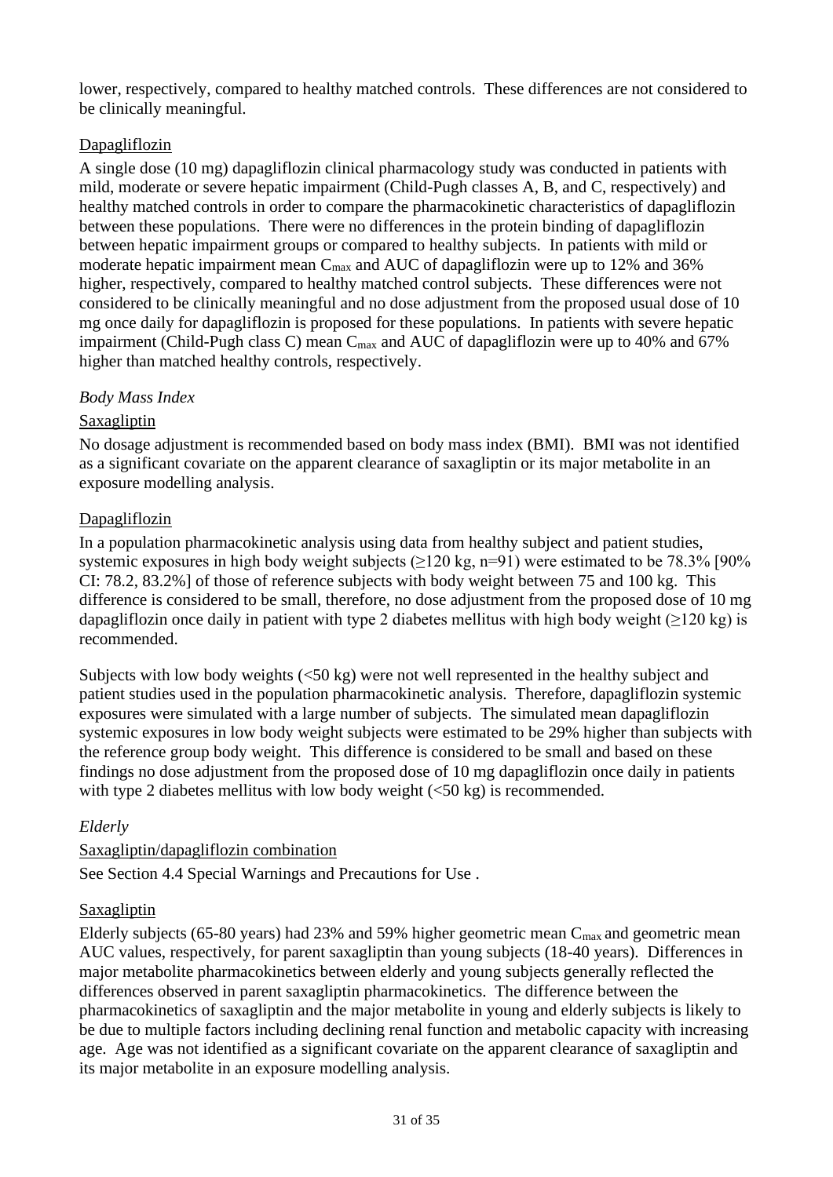lower, respectively, compared to healthy matched controls. These differences are not considered to be clinically meaningful.

Dapagliflozin

A single dose (10 mg) dapagliflozin clinical pharmacology study was conducted in patients with mild, moderate or severe hepatic impairment (Child-Pugh classes A, B, and C, respectively) and healthy matched controls in order to compare the pharmacokinetic characteristics of dapagliflozin between these populations. There were no differences in the protein binding of dapagliflozin between hepatic impairment groups or compared to healthy subjects. In patients with mild or moderate hepatic impairment mean $C_{max}$ and AUC of dapagliflozin were up to 12% and 36% higher, respectively, compared to healthy matched control subjects. These differences were not considered to be clinically meaningful and no dose adjustment from the proposed usual dose of 10 mg once daily for dapagliflozin is proposed for these populations. In patients with severe hepatic impairment (Child-Pugh class C) mean $C_{max}$ and AUC of dapagliflozin were up to 40% and 67% higher than matched healthy controls, respectively.

*Body Mass Index*

Saxagliptin

No dosage adjustment is recommended based on body mass index (BMI). BMI was not identified as a significant covariate on the apparent clearance of saxagliptin or its major metabolite in an exposure modelling analysis.

Dapagliflozin

In a population pharmacokinetic analysis using data from healthy subject and patient studies, systemic exposures in high body weight subjects ($\geq$120 kg, n=91) were estimated to be 78.3% [90% CI: 78.2, 83.2%] of those of reference subjects with body weight between 75 and 100 kg. This difference is considered to be small, therefore, no dose adjustment from the proposed dose of 10 mg dapagliflozin once daily in patient with type 2 diabetes mellitus with high body weight ($\geq$120 kg) is recommended.

Subjects with low body weights (<50 kg) were not well represented in the healthy subject and patient studies used in the population pharmacokinetic analysis. Therefore, dapagliflozin systemic exposures were simulated with a large number of subjects. The simulated mean dapagliflozin systemic exposures in low body weight subjects were estimated to be 29% higher than subjects with the reference group body weight. This difference is considered to be small and based on these findings no dose adjustment from the proposed dose of 10 mg dapagliflozin once daily in patients with type 2 diabetes mellitus with low body weight (<50 kg) is recommended.

*Elderly*

Saxagliptin/dapagliflozin combination

See Section 4.4 Special Warnings and Precautions for Use .

Saxagliptin

Elderly subjects (65-80 years) had 23% and 59% higher geometric mean $C_{max}$ and geometric mean AUC values, respectively, for parent saxagliptin than young subjects (18-40 years). Differences in major metabolite pharmacokinetics between elderly and young subjects generally reflected the differences observed in parent saxagliptin pharmacokinetics. The difference between the pharmacokinetics of saxagliptin and the major metabolite in young and elderly subjects is likely to be due to multiple factors including declining renal function and metabolic capacity with increasing age. Age was not identified as a significant covariate on the apparent clearance of saxagliptin and its major metabolite in an exposure modelling analysis.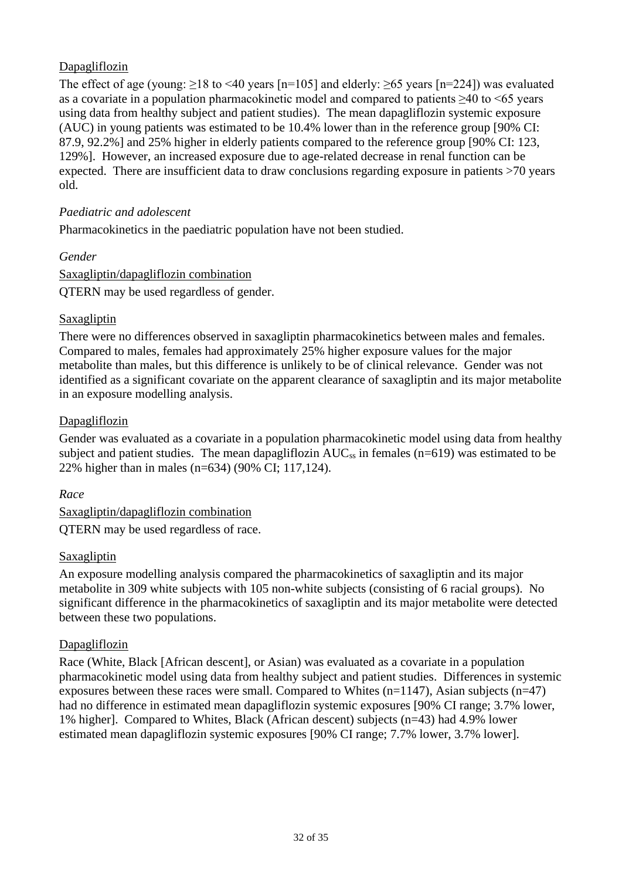Dapagliflozin

The effect of age (young: ≥18 to <40 years [n=105] and elderly: ≥65 years [n=224]) was evaluated as a covariate in a population pharmacokinetic model and compared to patients ≥40 to <65 years using data from healthy subject and patient studies). The mean dapagliflozin systemic exposure (AUC) in young patients was estimated to be 10.4% lower than in the reference group [90% CI: 87.9, 92.2%] and 25% higher in elderly patients compared to the reference group [90% CI: 123, 129%]. However, an increased exposure due to age-related decrease in renal function can be expected. There are insufficient data to draw conclusions regarding exposure in patients >70 years old.

*Paediatric and adolescent*

Pharmacokinetics in the paediatric population have not been studied.

*Gender*

Saxagliptin/dapagliflozin combination

QTERN may be used regardless of gender.

Saxagliptin

There were no differences observed in saxagliptin pharmacokinetics between males and females. Compared to males, females had approximately 25% higher exposure values for the major metabolite than males, but this difference is unlikely to be of clinical relevance. Gender was not identified as a significant covariate on the apparent clearance of saxagliptin and its major metabolite in an exposure modelling analysis.

Dapagliflozin

Gender was evaluated as a covariate in a population pharmacokinetic model using data from healthy subject and patient studies. The mean dapagliflozin $AUC_{ss}$ in females (n=619) was estimated to be 22% higher than in males (n=634) (90% CI; 117,124).

*Race*

Saxagliptin/dapagliflozin combination

QTERN may be used regardless of race.

Saxagliptin

An exposure modelling analysis compared the pharmacokinetics of saxagliptin and its major metabolite in 309 white subjects with 105 non-white subjects (consisting of 6 racial groups). No significant difference in the pharmacokinetics of saxagliptin and its major metabolite were detected between these two populations.

Dapagliflozin

Race (White, Black [African descent], or Asian) was evaluated as a covariate in a population pharmacokinetic model using data from healthy subject and patient studies. Differences in systemic exposures between these races were small. Compared to Whites (n=1147), Asian subjects (n=47) had no difference in estimated mean dapagliflozin systemic exposures [90% CI range; 3.7% lower, 1% higher]. Compared to Whites, Black (African descent) subjects (n=43) had 4.9% lower estimated mean dapagliflozin systemic exposures [90% CI range; 7.7% lower, 3.7% lower].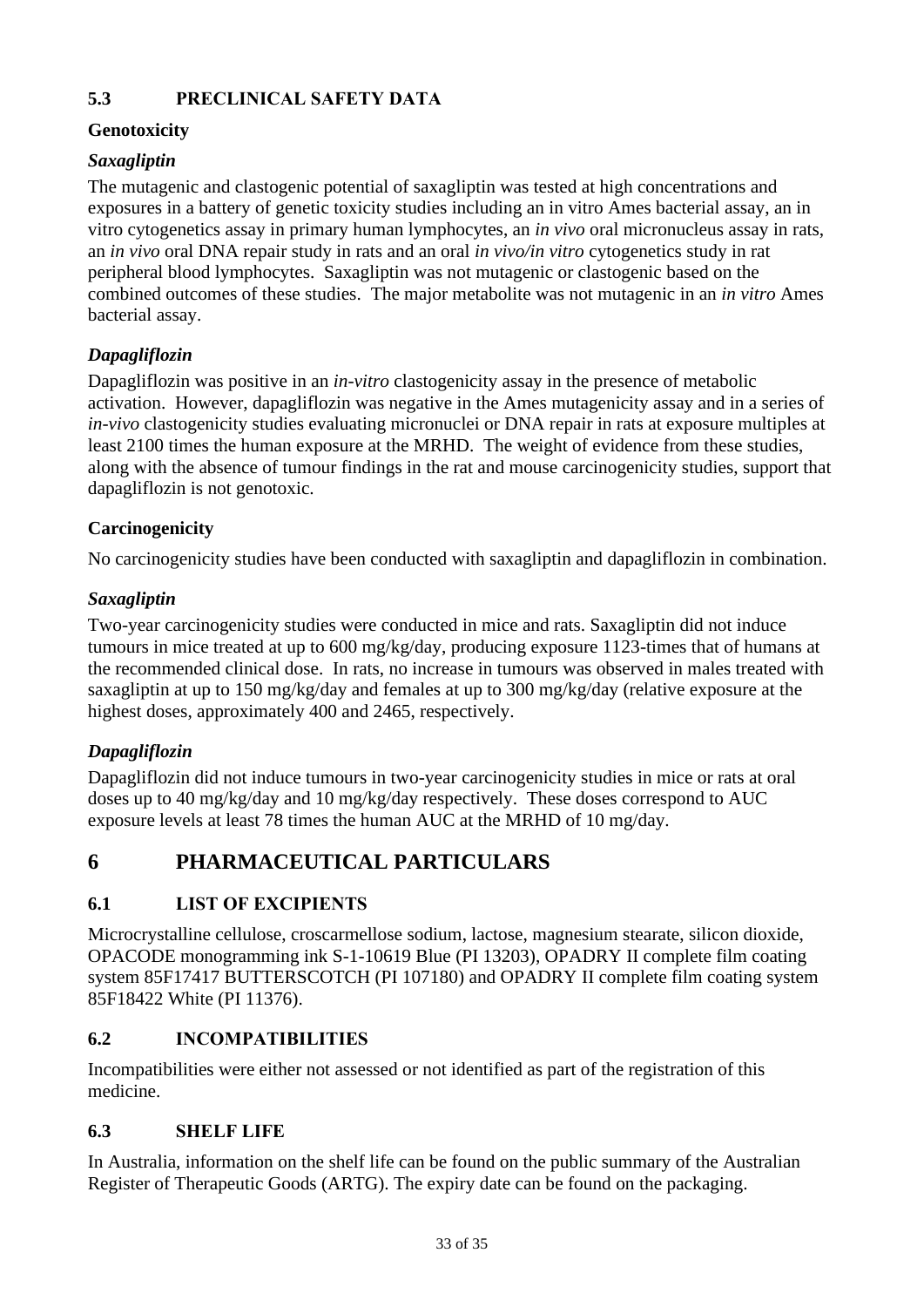## 5.3 PRECLINICAL SAFETY DATA

### Genotoxicity

#### *Saxagliptin*

The mutagenic and clastogenic potential of saxagliptin was tested at high concentrations and exposures in a battery of genetic toxicity studies including an in vitro Ames bacterial assay, an in vitro cytogenetics assay in primary human lymphocytes, an *in vivo* oral micronucleus assay in rats, an *in vivo* oral DNA repair study in rats and an oral *in vivo/in vitro* cytogenetics study in rat peripheral blood lymphocytes. Saxagliptin was not mutagenic or clastogenic based on the combined outcomes of these studies. The major metabolite was not mutagenic in an *in vitro* Ames bacterial assay.

#### *Dapagliflozin*

Dapagliflozin was positive in an *in-vitro* clastogenicity assay in the presence of metabolic activation. However, dapagliflozin was negative in the Ames mutagenicity assay and in a series of *in-vivo* clastogenicity studies evaluating micronuclei or DNA repair in rats at exposure multiples at least 2100 times the human exposure at the MRHD. The weight of evidence from these studies, along with the absence of tumour findings in the rat and mouse carcinogenicity studies, support that dapagliflozin is not genotoxic.

### Carcinogenicity

No carcinogenicity studies have been conducted with saxagliptin and dapagliflozin in combination.

#### *Saxagliptin*

Two-year carcinogenicity studies were conducted in mice and rats. Saxagliptin did not induce tumours in mice treated at up to 600 mg/kg/day, producing exposure 1123-times that of humans at the recommended clinical dose. In rats, no increase in tumours was observed in males treated with saxagliptin at up to 150 mg/kg/day and females at up to 300 mg/kg/day (relative exposure at the highest doses, approximately 400 and 2465, respectively.

#### *Dapagliflozin*

Dapagliflozin did not induce tumours in two-year carcinogenicity studies in mice or rats at oral doses up to 40 mg/kg/day and 10 mg/kg/day respectively. These doses correspond to AUC exposure levels at least 78 times the human AUC at the MRHD of 10 mg/day.

# 6 PHARMACEUTICAL PARTICULARS

## 6.1 LIST OF EXCIPIENTS

Microcrystalline cellulose, croscarmellose sodium, lactose, magnesium stearate, silicon dioxide, OPACODE monogramming ink S-1-10619 Blue (PI 13203), OPADRY II complete film coating system 85F17417 BUTTERSCOTCH (PI 107180) and OPADRY II complete film coating system 85F18422 White (PI 11376).

## 6.2 INCOMPATIBILITIES

Incompatibilities were either not assessed or not identified as part of the registration of this medicine.

## 6.3 SHELF LIFE

In Australia, information on the shelf life can be found on the public summary of the Australian Register of Therapeutic Goods (ARTG). The expiry date can be found on the packaging.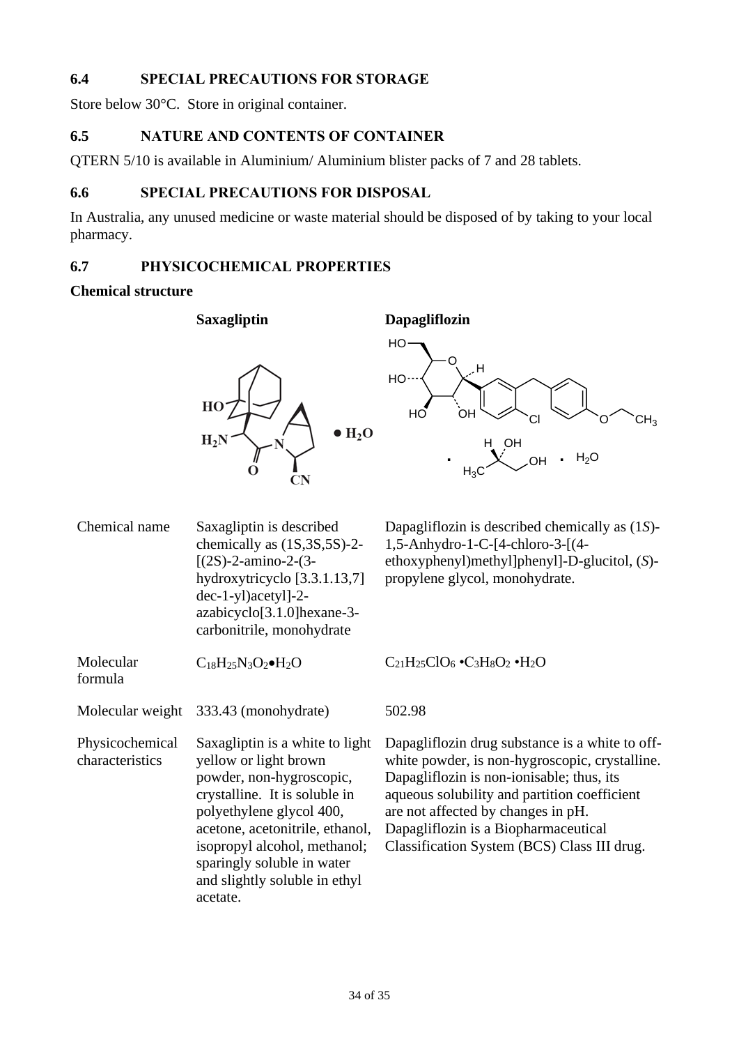## 6.4 SPECIAL PRECAUTIONS FOR STORAGE

Store below 30°C. Store in original container.

## 6.5 NATURE AND CONTENTS OF CONTAINER

QTERN 5/10 is available in Aluminium/ Aluminium blister packs of 7 and 28 tablets.

## 6.6 SPECIAL PRECAUTIONS FOR DISPOSAL

In Australia, any unused medicine or waste material should be disposed of by taking to your local pharmacy.

## 6.7 PHYSICOCHEMICAL PROPERTIES

**Chemical structure**

| | **Saxagliptin** | **Dapagliflozin** |
|---|---|---|
| Chemical name | Saxagliptin is described chemically as (1S,3S,5S)-2-[(2S)-2-amino-2-(3-hydroxytricyclo [3.3.1.13,7] dec-1-yl)acetyl]-2-azabicyclo[3.1.0]hexane-3-carbonitrile, monohydrate | Dapagliflozin is described chemically as (1*S*)-1,5-Anhydro-1-C-[4-chloro-3-[(4-ethoxyphenyl)methyl]phenyl]-D-glucitol, (*S*)-propylene glycol, monohydrate. |
| Molecular formula | $C_{18}H_{25}N_3O_2 \bullet H_2O$ | $C_{21}H_{25}ClO_6 \bullet C_3H_8O_2 \bullet H_2O$ |
| Molecular weight | 333.43 (monohydrate) | 502.98 |
| Physicochemical characteristics | Saxagliptin is a white to light yellow or light brown powder, non-hygroscopic, crystalline. It is soluble in polyethylene glycol 400, acetone, acetonitrile, ethanol, isopropyl alcohol, methanol; sparingly soluble in water and slightly soluble in ethyl acetate. | Dapagliflozin drug substance is a white to off-white powder, is non-hygroscopic, crystalline. Dapagliflozin is non-ionisable; thus, its aqueous solubility and partition coefficient are not affected by changes in pH. Dapagliflozin is a Biopharmaceutical Classification System (BCS) Class III drug. |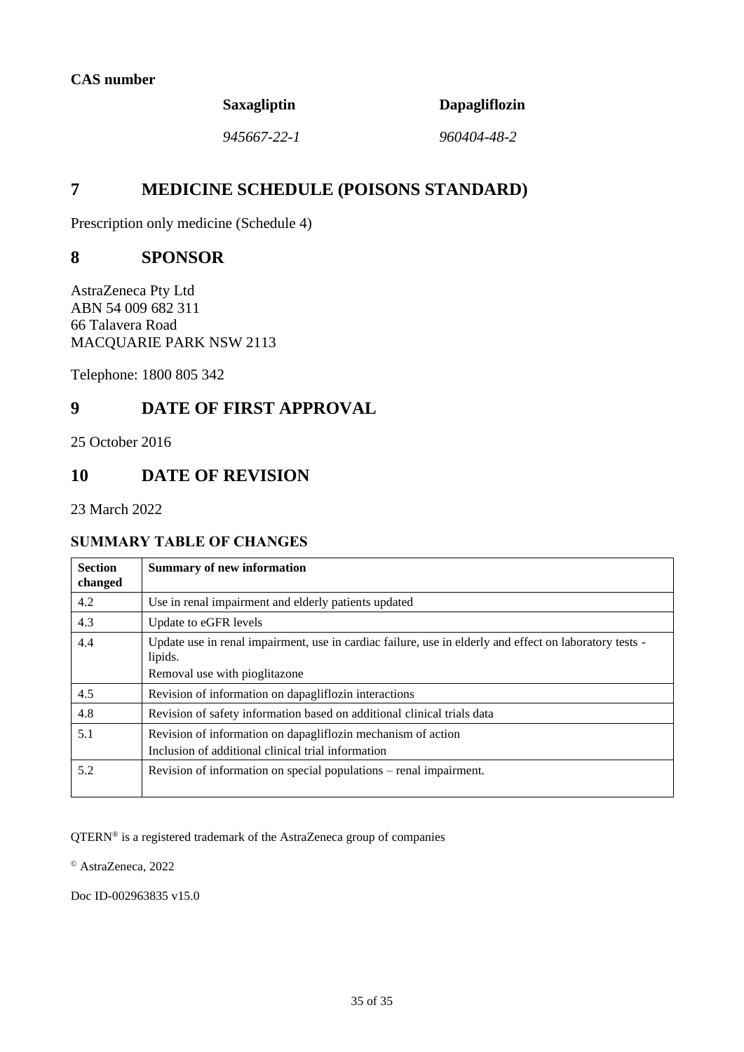**CAS number**

| | |
|---|---|
| **Saxagliptin** | **Dapagliflozin** |
| *945667-22-1* | *960404-48-2* |

# 7 MEDICINE SCHEDULE (POISONS STANDARD)

Prescription only medicine (Schedule 4)

# 8 SPONSOR

AstraZeneca Pty Ltd
ABN 54 009 682 311
66 Talavera Road
MACQUARIE PARK NSW 2113

Telephone: 1800 805 342

# 9 DATE OF FIRST APPROVAL

25 October 2016

# 10 DATE OF REVISION

23 March 2022

## SUMMARY TABLE OF CHANGES

| Section changed | Summary of new information |
|---|---|
| 4.2 | Use in renal impairment and elderly patients updated |
| 4.3 | Update to eGFR levels |
| 4.4 | Update use in renal impairment, use in cardiac failure, use in elderly and effect on laboratory tests - lipids.<br>Removal use with pioglitazone |
| 4.5 | Revision of information on dapagliflozin interactions |
| 4.8 | Revision of safety information based on additional clinical trials data |
| 5.1 | Revision of information on dapagliflozin mechanism of action<br>Inclusion of additional clinical trial information |
| 5.2 | Revision of information on special populations – renal impairment. |

QTERN® is a registered trademark of the AstraZeneca group of companies

© AstraZeneca, 2022

Doc ID-002963835 v15.0